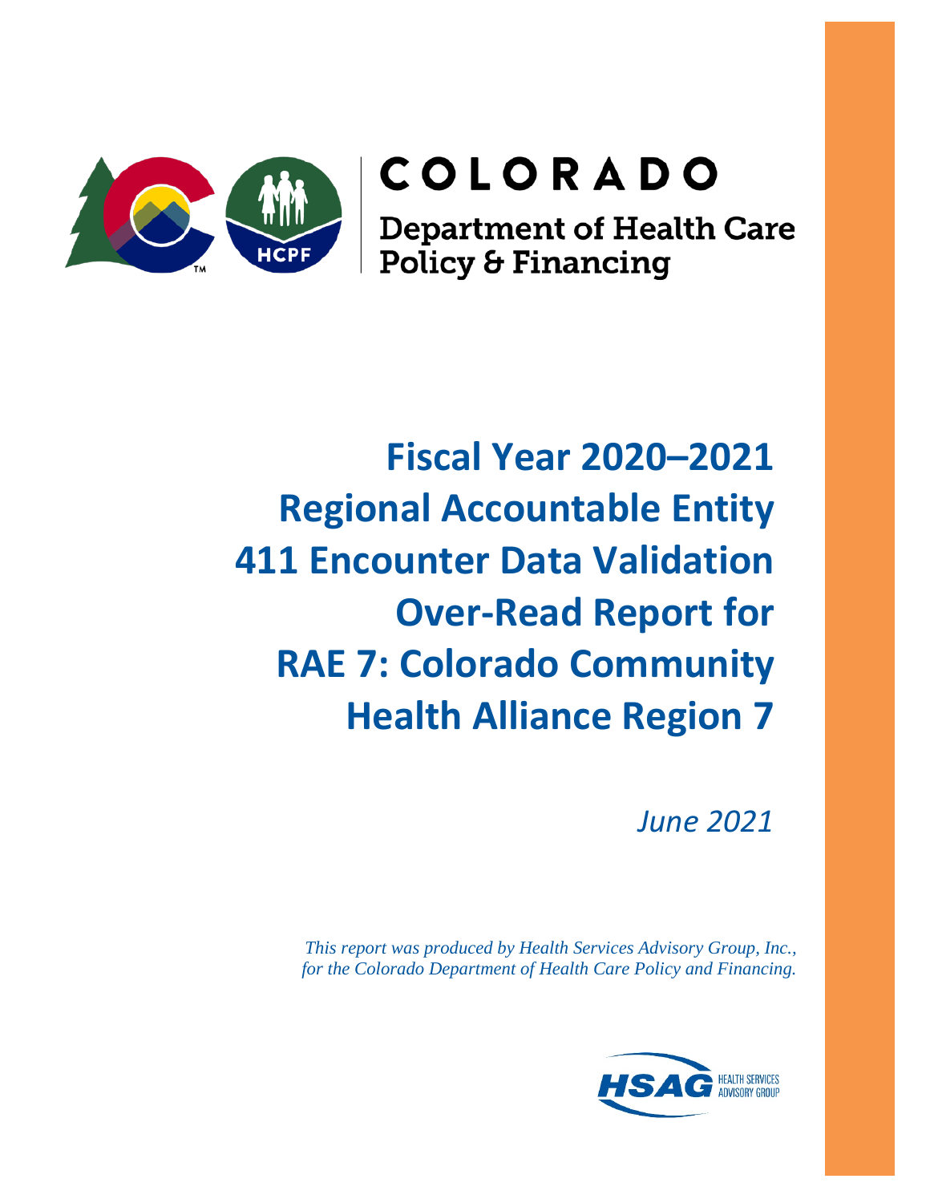COLORADO

Department of Health Care Policy & Financing

# Fiscal Year 2020–2021 Regional Accountable Entity 411 Encounter Data Validation Over-Read Report for RAE 7: Colorado Community Health Alliance Region 7

*June 2021*

*This report was produced by Health Services Advisory Group, Inc., for the Colorado Department of Health Care Policy and Financing.*

HSAG HEALTH SERVICES ADVISORY GROUP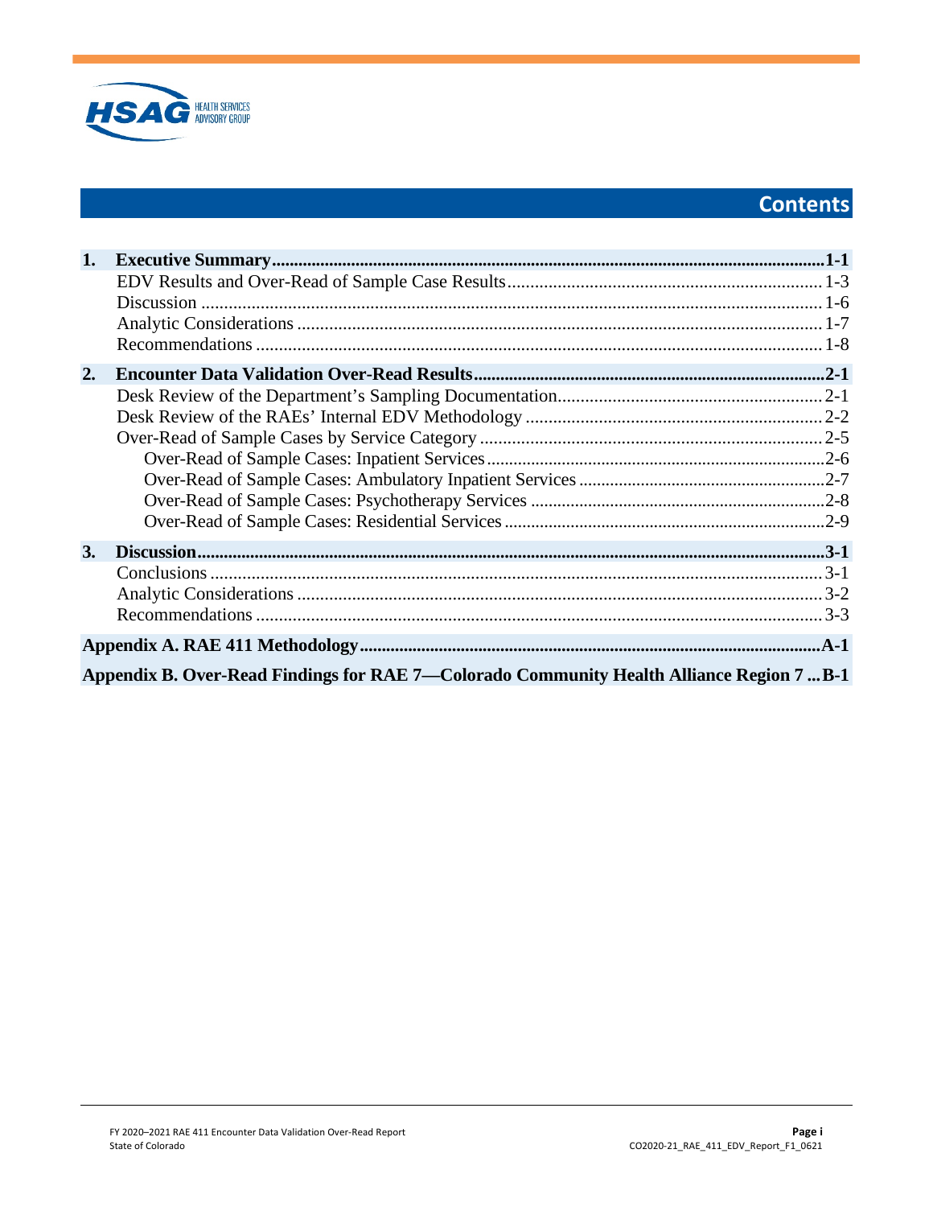# Contents

**1. Executive Summary** .......... **1-1**
- EDV Results and Over-Read of Sample Case Results .......... 1-3
- Discussion .......... 1-6
- Analytic Considerations .......... 1-7
- Recommendations .......... 1-8

**2. Encounter Data Validation Over-Read Results** .......... **2-1**
- Desk Review of the Department's Sampling Documentation .......... 2-1
- Desk Review of the RAEs' Internal EDV Methodology .......... 2-2
- Over-Read of Sample Cases by Service Category .......... 2-5
  - Over-Read of Sample Cases: Inpatient Services .......... 2-6
  - Over-Read of Sample Cases: Ambulatory Inpatient Services .......... 2-7
  - Over-Read of Sample Cases: Psychotherapy Services .......... 2-8
  - Over-Read of Sample Cases: Residential Services .......... 2-9

**3. Discussion** .......... **3-1**
- Conclusions .......... 3-1
- Analytic Considerations .......... 3-2
- Recommendations .......... 3-3

**Appendix A. RAE 411 Methodology** .......... **A-1**

**Appendix B. Over-Read Findings for RAE 7—Colorado Community Health Alliance Region 7** .......... **B-1**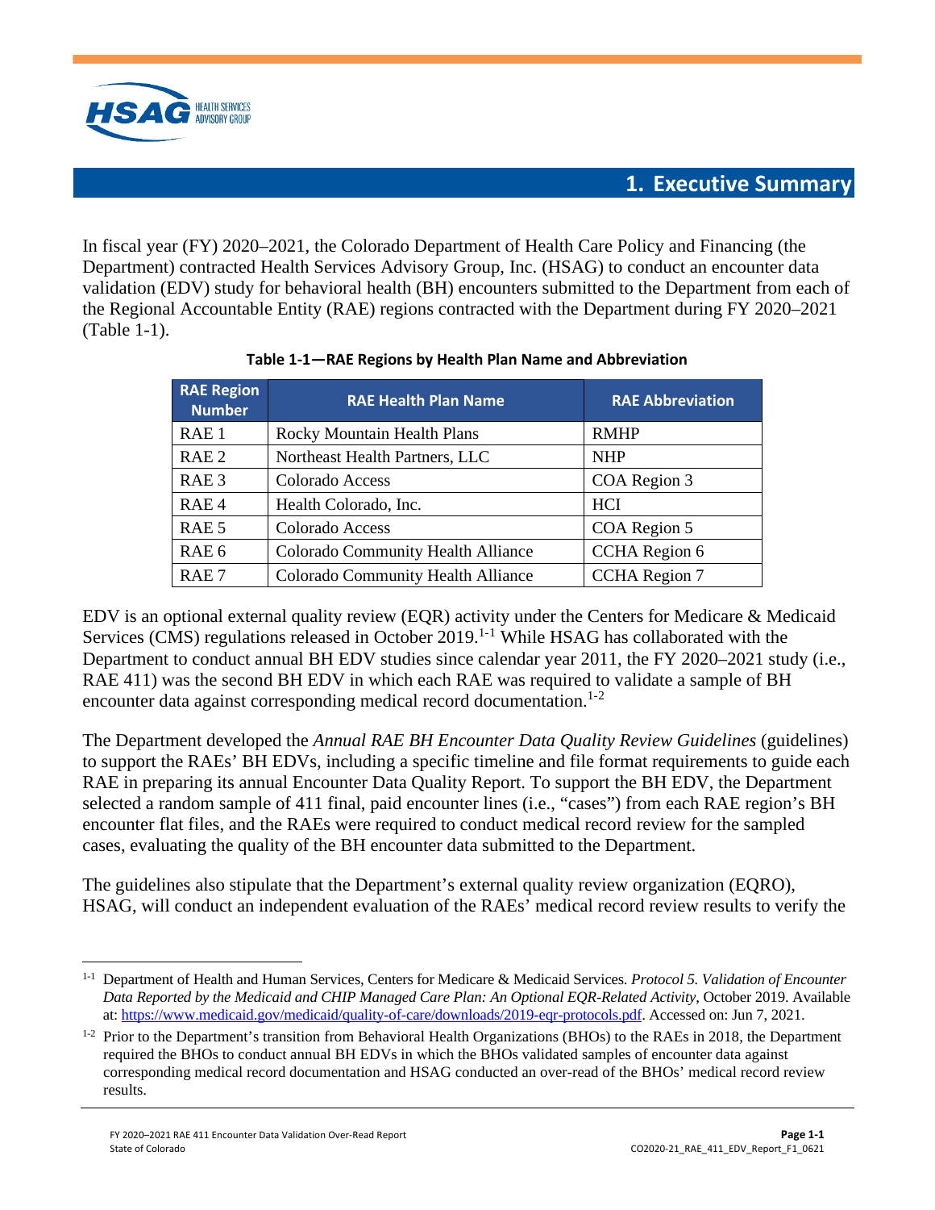# 1. Executive Summary

In fiscal year (FY) 2020–2021, the Colorado Department of Health Care Policy and Financing (the Department) contracted Health Services Advisory Group, Inc. (HSAG) to conduct an encounter data validation (EDV) study for behavioral health (BH) encounters submitted to the Department from each of the Regional Accountable Entity (RAE) regions contracted with the Department during FY 2020–2021 (Table 1-1).

**Table 1-1—RAE Regions by Health Plan Name and Abbreviation**

| RAE Region Number | RAE Health Plan Name | RAE Abbreviation |
|---|---|---|
| RAE 1 | Rocky Mountain Health Plans | RMHP |
| RAE 2 | Northeast Health Partners, LLC | NHP |
| RAE 3 | Colorado Access | COA Region 3 |
| RAE 4 | Health Colorado, Inc. | HCI |
| RAE 5 | Colorado Access | COA Region 5 |
| RAE 6 | Colorado Community Health Alliance | CCHA Region 6 |
| RAE 7 | Colorado Community Health Alliance | CCHA Region 7 |

EDV is an optional external quality review (EQR) activity under the Centers for Medicare & Medicaid Services (CMS) regulations released in October 2019.[1-1] While HSAG has collaborated with the Department to conduct annual BH EDV studies since calendar year 2011, the FY 2020–2021 study (i.e., RAE 411) was the second BH EDV in which each RAE was required to validate a sample of BH encounter data against corresponding medical record documentation.[1-2]

The Department developed the *Annual RAE BH Encounter Data Quality Review Guidelines* (guidelines) to support the RAEs' BH EDVs, including a specific timeline and file format requirements to guide each RAE in preparing its annual Encounter Data Quality Report. To support the BH EDV, the Department selected a random sample of 411 final, paid encounter lines (i.e., "cases") from each RAE region's BH encounter flat files, and the RAEs were required to conduct medical record review for the sampled cases, evaluating the quality of the BH encounter data submitted to the Department.

The guidelines also stipulate that the Department's external quality review organization (EQRO), HSAG, will conduct an independent evaluation of the RAEs' medical record review results to verify the

---

[1-1] Department of Health and Human Services, Centers for Medicare & Medicaid Services. *Protocol 5. Validation of Encounter Data Reported by the Medicaid and CHIP Managed Care Plan: An Optional EQR-Related Activity*, October 2019. Available at: https://www.medicaid.gov/medicaid/quality-of-care/downloads/2019-eqr-protocols.pdf. Accessed on: Jun 7, 2021.

[1-2] Prior to the Department's transition from Behavioral Health Organizations (BHOs) to the RAEs in 2018, the Department required the BHOs to conduct annual BH EDVs in which the BHOs validated samples of encounter data against corresponding medical record documentation and HSAG conducted an over-read of the BHOs' medical record review results.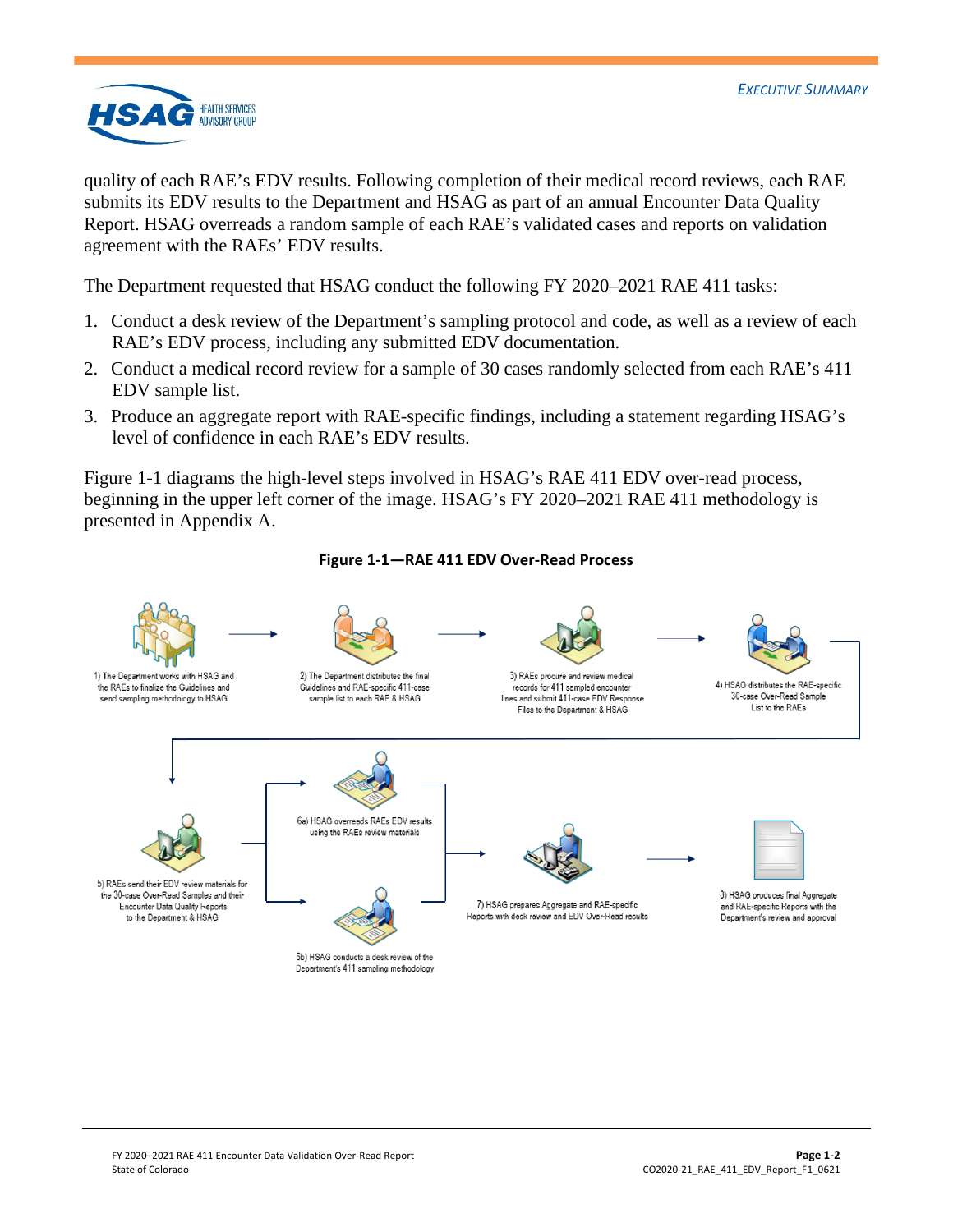quality of each RAE's EDV results. Following completion of their medical record reviews, each RAE submits its EDV results to the Department and HSAG as part of an annual Encounter Data Quality Report. HSAG overreads a random sample of each RAE's validated cases and reports on validation agreement with the RAEs' EDV results.

The Department requested that HSAG conduct the following FY 2020–2021 RAE 411 tasks:

1. Conduct a desk review of the Department's sampling protocol and code, as well as a review of each RAE's EDV process, including any submitted EDV documentation.
2. Conduct a medical record review for a sample of 30 cases randomly selected from each RAE's 411 EDV sample list.
3. Produce an aggregate report with RAE-specific findings, including a statement regarding HSAG's level of confidence in each RAE's EDV results.

Figure 1-1 diagrams the high-level steps involved in HSAG's RAE 411 EDV over-read process, beginning in the upper left corner of the image. HSAG's FY 2020–2021 RAE 411 methodology is presented in Appendix A.

**Figure 1-1—RAE 411 EDV Over-Read Process**

1) The Department works with HSAG and the RAEs to finalize the Guidelines and send sampling methodology to HSAG

2) The Department distributes the final Guidelines and RAE-specific 411-case sample list to each RAE & HSAG

3) RAEs procure and review medical records for 411 sampled encounter lines and submit 411-case EDV Response Files to the Department & HSAG

4) HSAG distributes the RAE-specific 30-case Over-Read Sample List to the RAEs

5) RAEs send their EDV review materials for the 30-case Over-Read Samples and their Encounter Data Quality Reports to the Department & HSAG

6a) HSAG overreads RAEs EDV results using the RAEs review materials

6b) HSAG conducts a desk review of the Department's 411 sampling methodology

7) HSAG prepares Aggregate and RAE-specific Reports with desk review and EDV Over-Read results

8) HSAG produces final Aggregate and RAE-specific Reports with the Department's review and approval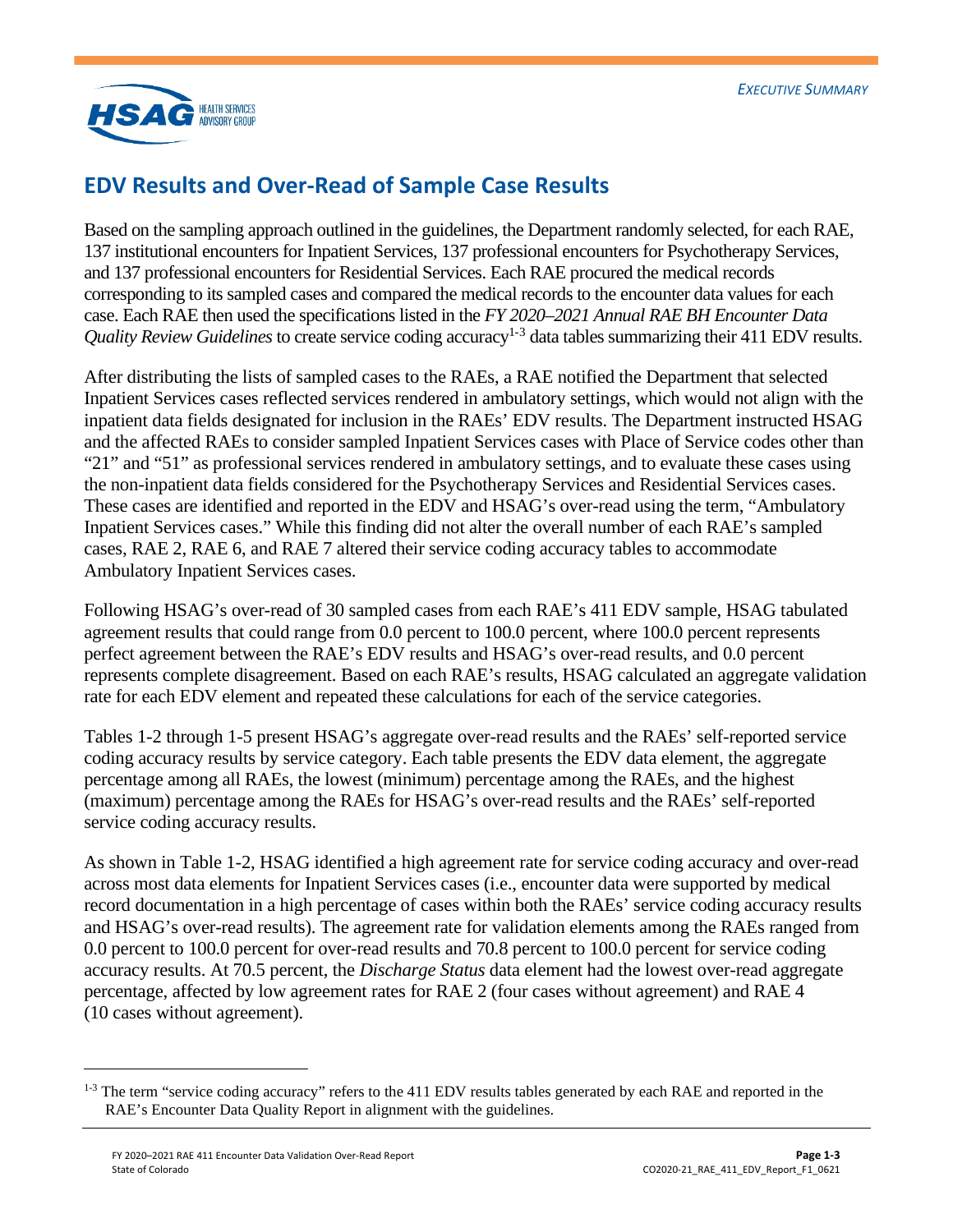## EDV Results and Over-Read of Sample Case Results

Based on the sampling approach outlined in the guidelines, the Department randomly selected, for each RAE, 137 institutional encounters for Inpatient Services, 137 professional encounters for Psychotherapy Services, and 137 professional encounters for Residential Services. Each RAE procured the medical records corresponding to its sampled cases and compared the medical records to the encounter data values for each case. Each RAE then used the specifications listed in the *FY 2020–2021 Annual RAE BH Encounter Data Quality Review Guidelines* to create service coding accuracy[1-3] data tables summarizing their 411 EDV results.

After distributing the lists of sampled cases to the RAEs, a RAE notified the Department that selected Inpatient Services cases reflected services rendered in ambulatory settings, which would not align with the inpatient data fields designated for inclusion in the RAEs' EDV results. The Department instructed HSAG and the affected RAEs to consider sampled Inpatient Services cases with Place of Service codes other than "21" and "51" as professional services rendered in ambulatory settings, and to evaluate these cases using the non-inpatient data fields considered for the Psychotherapy Services and Residential Services cases. These cases are identified and reported in the EDV and HSAG's over-read using the term, "Ambulatory Inpatient Services cases." While this finding did not alter the overall number of each RAE's sampled cases, RAE 2, RAE 6, and RAE 7 altered their service coding accuracy tables to accommodate Ambulatory Inpatient Services cases.

Following HSAG's over-read of 30 sampled cases from each RAE's 411 EDV sample, HSAG tabulated agreement results that could range from 0.0 percent to 100.0 percent, where 100.0 percent represents perfect agreement between the RAE's EDV results and HSAG's over-read results, and 0.0 percent represents complete disagreement. Based on each RAE's results, HSAG calculated an aggregate validation rate for each EDV element and repeated these calculations for each of the service categories.

Tables 1-2 through 1-5 present HSAG's aggregate over-read results and the RAEs' self-reported service coding accuracy results by service category. Each table presents the EDV data element, the aggregate percentage among all RAEs, the lowest (minimum) percentage among the RAEs, and the highest (maximum) percentage among the RAEs for HSAG's over-read results and the RAEs' self-reported service coding accuracy results.

As shown in Table 1-2, HSAG identified a high agreement rate for service coding accuracy and over-read across most data elements for Inpatient Services cases (i.e., encounter data were supported by medical record documentation in a high percentage of cases within both the RAEs' service coding accuracy results and HSAG's over-read results). The agreement rate for validation elements among the RAEs ranged from 0.0 percent to 100.0 percent for over-read results and 70.8 percent to 100.0 percent for service coding accuracy results. At 70.5 percent, the *Discharge Status* data element had the lowest over-read aggregate percentage, affected by low agreement rates for RAE 2 (four cases without agreement) and RAE 4 (10 cases without agreement).

---

[1-3] The term "service coding accuracy" refers to the 411 EDV results tables generated by each RAE and reported in the RAE's Encounter Data Quality Report in alignment with the guidelines.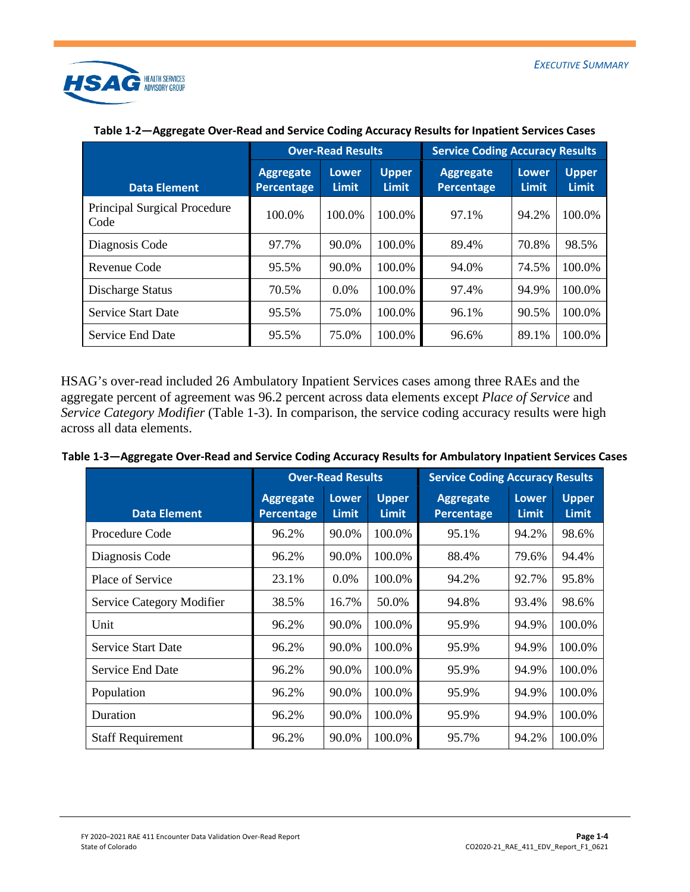**Table 1-2—Aggregate Over-Read and Service Coding Accuracy Results for Inpatient Services Cases**

| Data Element | Over-Read Results | | | Service Coding Accuracy Results | | |
|---|---|---|---|---|---|---|
| | Aggregate Percentage | Lower Limit | Upper Limit | Aggregate Percentage | Lower Limit | Upper Limit |
| Principal Surgical Procedure Code | 100.0% | 100.0% | 100.0% | 97.1% | 94.2% | 100.0% |
| Diagnosis Code | 97.7% | 90.0% | 100.0% | 89.4% | 70.8% | 98.5% |
| Revenue Code | 95.5% | 90.0% | 100.0% | 94.0% | 74.5% | 100.0% |
| Discharge Status | 70.5% | 0.0% | 100.0% | 97.4% | 94.9% | 100.0% |
| Service Start Date | 95.5% | 75.0% | 100.0% | 96.1% | 90.5% | 100.0% |
| Service End Date | 95.5% | 75.0% | 100.0% | 96.6% | 89.1% | 100.0% |

HSAG's over-read included 26 Ambulatory Inpatient Services cases among three RAEs and the aggregate percent of agreement was 96.2 percent across data elements except *Place of Service* and *Service Category Modifier* (Table 1-3). In comparison, the service coding accuracy results were high across all data elements.

**Table 1-3—Aggregate Over-Read and Service Coding Accuracy Results for Ambulatory Inpatient Services Cases**

| Data Element | Over-Read Results | | | Service Coding Accuracy Results | | |
|---|---|---|---|---|---|---|
| | Aggregate Percentage | Lower Limit | Upper Limit | Aggregate Percentage | Lower Limit | Upper Limit |
| Procedure Code | 96.2% | 90.0% | 100.0% | 95.1% | 94.2% | 98.6% |
| Diagnosis Code | 96.2% | 90.0% | 100.0% | 88.4% | 79.6% | 94.4% |
| Place of Service | 23.1% | 0.0% | 100.0% | 94.2% | 92.7% | 95.8% |
| Service Category Modifier | 38.5% | 16.7% | 50.0% | 94.8% | 93.4% | 98.6% |
| Unit | 96.2% | 90.0% | 100.0% | 95.9% | 94.9% | 100.0% |
| Service Start Date | 96.2% | 90.0% | 100.0% | 95.9% | 94.9% | 100.0% |
| Service End Date | 96.2% | 90.0% | 100.0% | 95.9% | 94.9% | 100.0% |
| Population | 96.2% | 90.0% | 100.0% | 95.9% | 94.9% | 100.0% |
| Duration | 96.2% | 90.0% | 100.0% | 95.9% | 94.9% | 100.0% |
| Staff Requirement | 96.2% | 90.0% | 100.0% | 95.7% | 94.2% | 100.0% |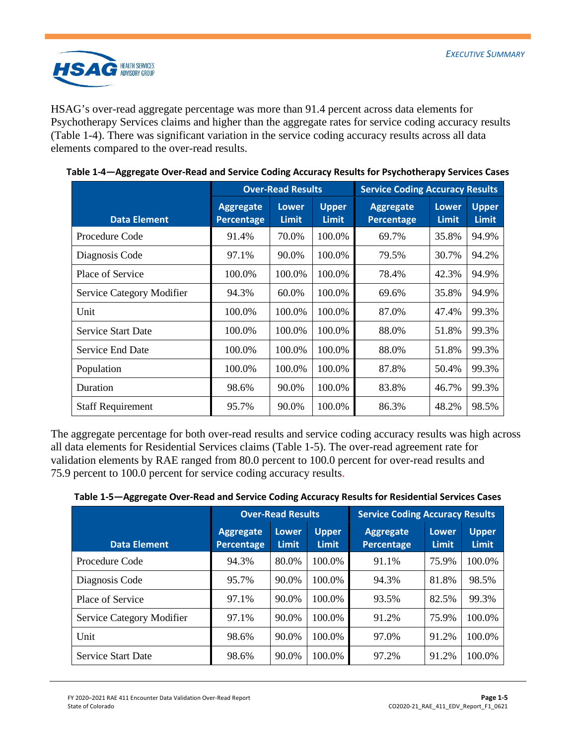HSAG's over-read aggregate percentage was more than 91.4 percent across data elements for Psychotherapy Services claims and higher than the aggregate rates for service coding accuracy results (Table 1-4). There was significant variation in the service coding accuracy results across all data elements compared to the over-read results.

**Table 1-4—Aggregate Over-Read and Service Coding Accuracy Results for Psychotherapy Services Cases**

| Data Element | Over-Read Results | | | Service Coding Accuracy Results | | |
|---|---|---|---|---|---|---|
| | Aggregate Percentage | Lower Limit | Upper Limit | Aggregate Percentage | Lower Limit | Upper Limit |
| Procedure Code | 91.4% | 70.0% | 100.0% | 69.7% | 35.8% | 94.9% |
| Diagnosis Code | 97.1% | 90.0% | 100.0% | 79.5% | 30.7% | 94.2% |
| Place of Service | 100.0% | 100.0% | 100.0% | 78.4% | 42.3% | 94.9% |
| Service Category Modifier | 94.3% | 60.0% | 100.0% | 69.6% | 35.8% | 94.9% |
| Unit | 100.0% | 100.0% | 100.0% | 87.0% | 47.4% | 99.3% |
| Service Start Date | 100.0% | 100.0% | 100.0% | 88.0% | 51.8% | 99.3% |
| Service End Date | 100.0% | 100.0% | 100.0% | 88.0% | 51.8% | 99.3% |
| Population | 100.0% | 100.0% | 100.0% | 87.8% | 50.4% | 99.3% |
| Duration | 98.6% | 90.0% | 100.0% | 83.8% | 46.7% | 99.3% |
| Staff Requirement | 95.7% | 90.0% | 100.0% | 86.3% | 48.2% | 98.5% |

The aggregate percentage for both over-read results and service coding accuracy results was high across all data elements for Residential Services claims (Table 1-5). The over-read agreement rate for validation elements by RAE ranged from 80.0 percent to 100.0 percent for over-read results and 75.9 percent to 100.0 percent for service coding accuracy results.

**Table 1-5—Aggregate Over-Read and Service Coding Accuracy Results for Residential Services Cases**

| Data Element | Over-Read Results | | | Service Coding Accuracy Results | | |
|---|---|---|---|---|---|---|
| | Aggregate Percentage | Lower Limit | Upper Limit | Aggregate Percentage | Lower Limit | Upper Limit |
| Procedure Code | 94.3% | 80.0% | 100.0% | 91.1% | 75.9% | 100.0% |
| Diagnosis Code | 95.7% | 90.0% | 100.0% | 94.3% | 81.8% | 98.5% |
| Place of Service | 97.1% | 90.0% | 100.0% | 93.5% | 82.5% | 99.3% |
| Service Category Modifier | 97.1% | 90.0% | 100.0% | 91.2% | 75.9% | 100.0% |
| Unit | 98.6% | 90.0% | 100.0% | 97.0% | 91.2% | 100.0% |
| Service Start Date | 98.6% | 90.0% | 100.0% | 97.2% | 91.2% | 100.0% |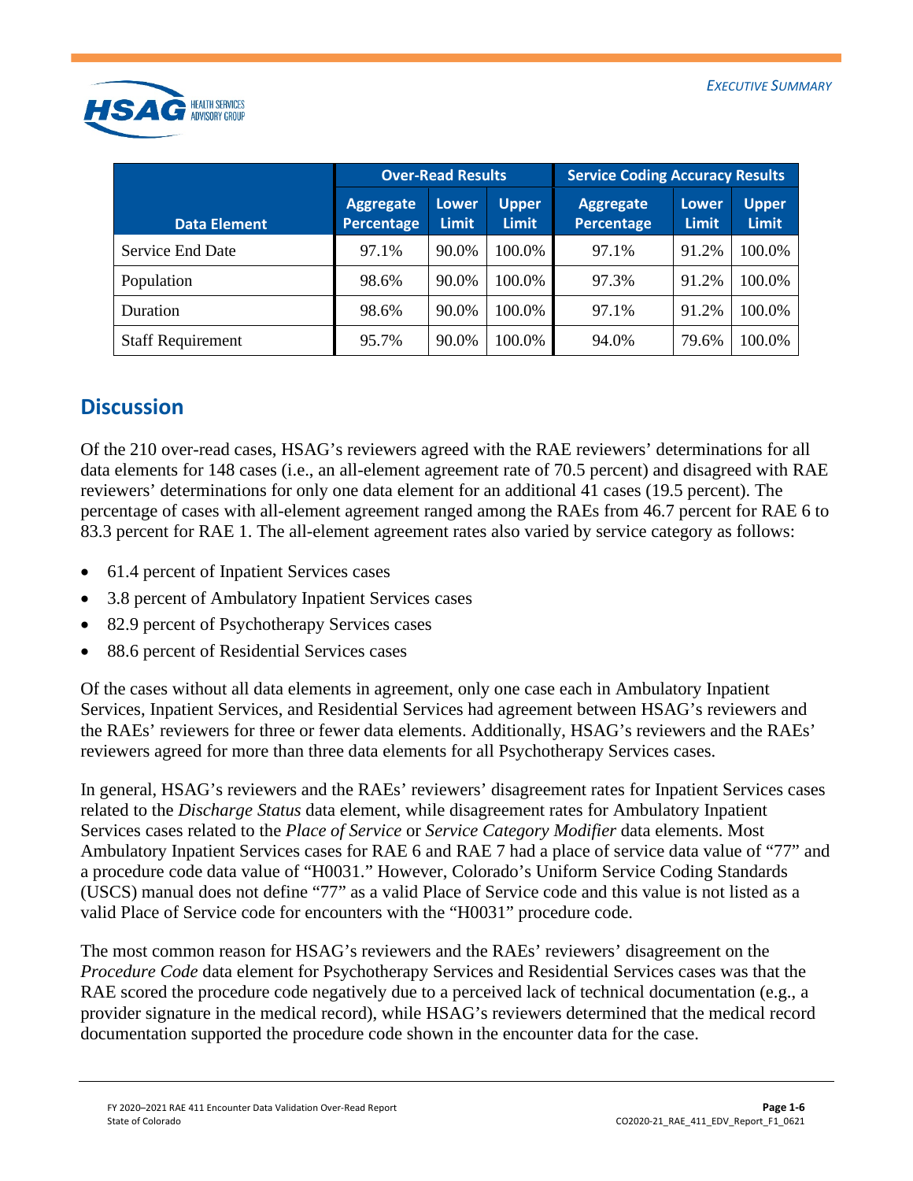| Data Element | Over-Read Results | | | Service Coding Accuracy Results | | |
|---|---|---|---|---|---|---|
| | Aggregate Percentage | Lower Limit | Upper Limit | Aggregate Percentage | Lower Limit | Upper Limit |
| Service End Date | 97.1% | 90.0% | 100.0% | 97.1% | 91.2% | 100.0% |
| Population | 98.6% | 90.0% | 100.0% | 97.3% | 91.2% | 100.0% |
| Duration | 98.6% | 90.0% | 100.0% | 97.1% | 91.2% | 100.0% |
| Staff Requirement | 95.7% | 90.0% | 100.0% | 94.0% | 79.6% | 100.0% |

## Discussion

Of the 210 over-read cases, HSAG's reviewers agreed with the RAE reviewers' determinations for all data elements for 148 cases (i.e., an all-element agreement rate of 70.5 percent) and disagreed with RAE reviewers' determinations for only one data element for an additional 41 cases (19.5 percent). The percentage of cases with all-element agreement ranged among the RAEs from 46.7 percent for RAE 6 to 83.3 percent for RAE 1. The all-element agreement rates also varied by service category as follows:

- 61.4 percent of Inpatient Services cases
- 3.8 percent of Ambulatory Inpatient Services cases
- 82.9 percent of Psychotherapy Services cases
- 88.6 percent of Residential Services cases

Of the cases without all data elements in agreement, only one case each in Ambulatory Inpatient Services, Inpatient Services, and Residential Services had agreement between HSAG's reviewers and the RAEs' reviewers for three or fewer data elements. Additionally, HSAG's reviewers and the RAEs' reviewers agreed for more than three data elements for all Psychotherapy Services cases.

In general, HSAG's reviewers and the RAEs' reviewers' disagreement rates for Inpatient Services cases related to the *Discharge Status* data element, while disagreement rates for Ambulatory Inpatient Services cases related to the *Place of Service* or *Service Category Modifier* data elements. Most Ambulatory Inpatient Services cases for RAE 6 and RAE 7 had a place of service data value of "77" and a procedure code data value of "H0031." However, Colorado's Uniform Service Coding Standards (USCS) manual does not define "77" as a valid Place of Service code and this value is not listed as a valid Place of Service code for encounters with the "H0031" procedure code.

The most common reason for HSAG's reviewers and the RAEs' reviewers' disagreement on the *Procedure Code* data element for Psychotherapy Services and Residential Services cases was that the RAE scored the procedure code negatively due to a perceived lack of technical documentation (e.g., a provider signature in the medical record), while HSAG's reviewers determined that the medical record documentation supported the procedure code shown in the encounter data for the case.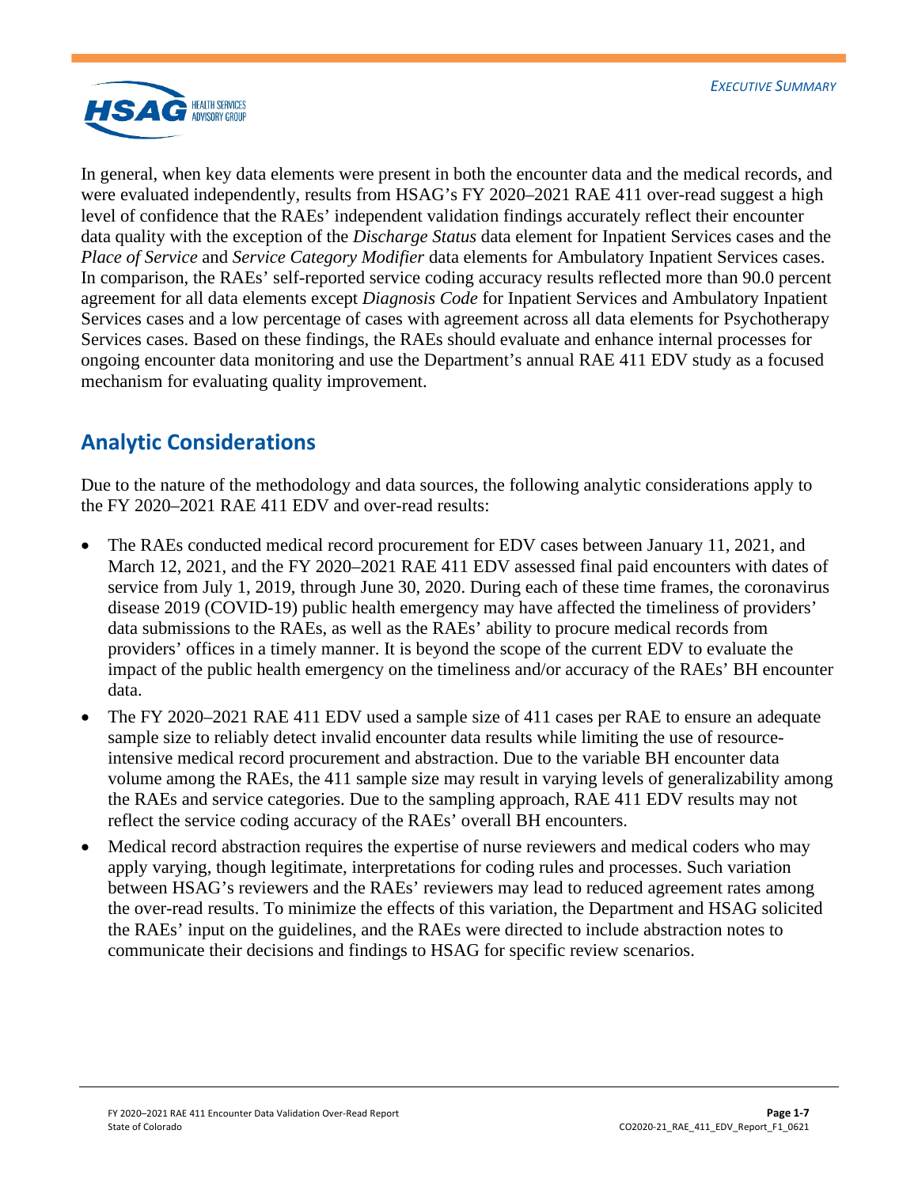In general, when key data elements were present in both the encounter data and the medical records, and were evaluated independently, results from HSAG's FY 2020–2021 RAE 411 over-read suggest a high level of confidence that the RAEs' independent validation findings accurately reflect their encounter data quality with the exception of the *Discharge Status* data element for Inpatient Services cases and the *Place of Service* and *Service Category Modifier* data elements for Ambulatory Inpatient Services cases. In comparison, the RAEs' self-reported service coding accuracy results reflected more than 90.0 percent agreement for all data elements except *Diagnosis Code* for Inpatient Services and Ambulatory Inpatient Services cases and a low percentage of cases with agreement across all data elements for Psychotherapy Services cases. Based on these findings, the RAEs should evaluate and enhance internal processes for ongoing encounter data monitoring and use the Department's annual RAE 411 EDV study as a focused mechanism for evaluating quality improvement.

## Analytic Considerations

Due to the nature of the methodology and data sources, the following analytic considerations apply to the FY 2020–2021 RAE 411 EDV and over-read results:

- The RAEs conducted medical record procurement for EDV cases between January 11, 2021, and March 12, 2021, and the FY 2020–2021 RAE 411 EDV assessed final paid encounters with dates of service from July 1, 2019, through June 30, 2020. During each of these time frames, the coronavirus disease 2019 (COVID-19) public health emergency may have affected the timeliness of providers' data submissions to the RAEs, as well as the RAEs' ability to procure medical records from providers' offices in a timely manner. It is beyond the scope of the current EDV to evaluate the impact of the public health emergency on the timeliness and/or accuracy of the RAEs' BH encounter data.
- The FY 2020–2021 RAE 411 EDV used a sample size of 411 cases per RAE to ensure an adequate sample size to reliably detect invalid encounter data results while limiting the use of resource-intensive medical record procurement and abstraction. Due to the variable BH encounter data volume among the RAEs, the 411 sample size may result in varying levels of generalizability among the RAEs and service categories. Due to the sampling approach, RAE 411 EDV results may not reflect the service coding accuracy of the RAEs' overall BH encounters.
- Medical record abstraction requires the expertise of nurse reviewers and medical coders who may apply varying, though legitimate, interpretations for coding rules and processes. Such variation between HSAG's reviewers and the RAEs' reviewers may lead to reduced agreement rates among the over-read results. To minimize the effects of this variation, the Department and HSAG solicited the RAEs' input on the guidelines, and the RAEs were directed to include abstraction notes to communicate their decisions and findings to HSAG for specific review scenarios.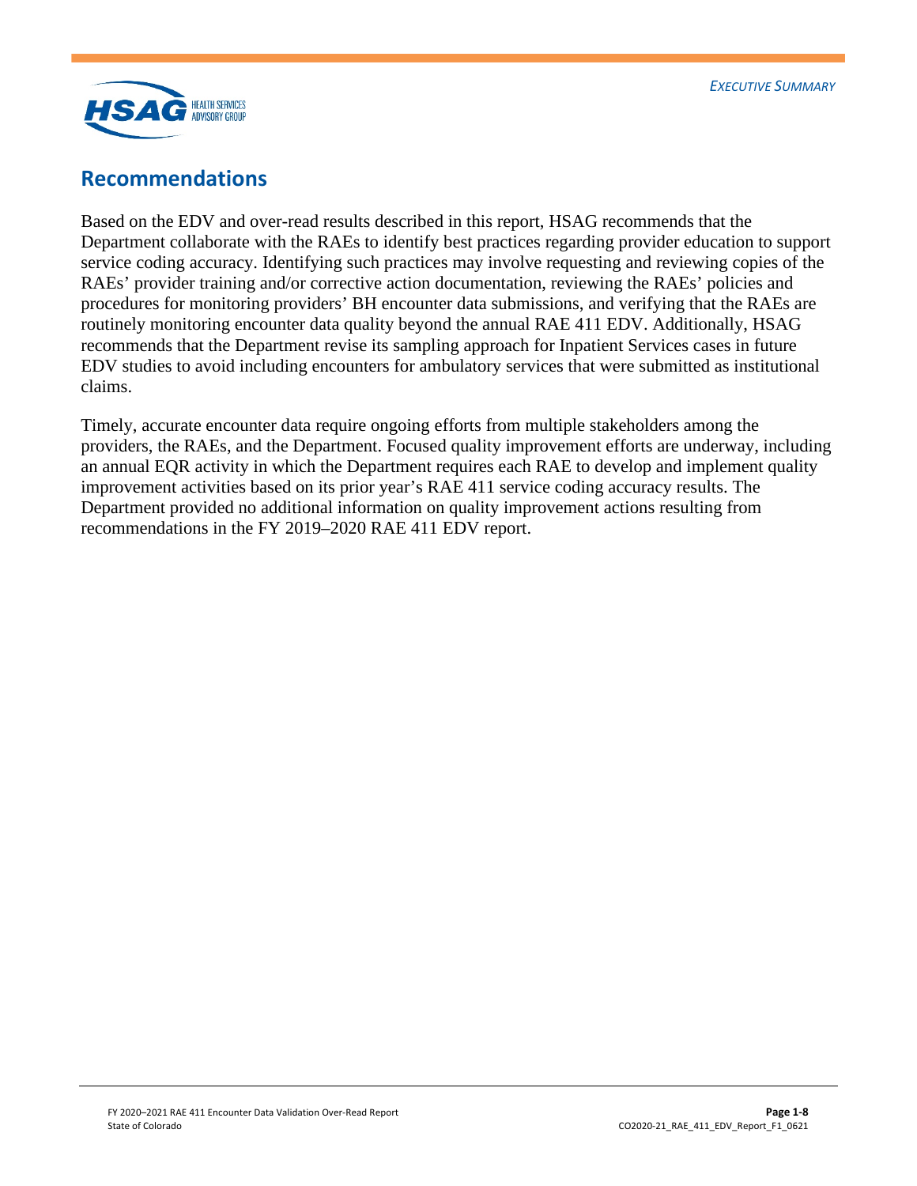## Recommendations

Based on the EDV and over-read results described in this report, HSAG recommends that the Department collaborate with the RAEs to identify best practices regarding provider education to support service coding accuracy. Identifying such practices may involve requesting and reviewing copies of the RAEs' provider training and/or corrective action documentation, reviewing the RAEs' policies and procedures for monitoring providers' BH encounter data submissions, and verifying that the RAEs are routinely monitoring encounter data quality beyond the annual RAE 411 EDV. Additionally, HSAG recommends that the Department revise its sampling approach for Inpatient Services cases in future EDV studies to avoid including encounters for ambulatory services that were submitted as institutional claims.

Timely, accurate encounter data require ongoing efforts from multiple stakeholders among the providers, the RAEs, and the Department. Focused quality improvement efforts are underway, including an annual EQR activity in which the Department requires each RAE to develop and implement quality improvement activities based on its prior year's RAE 411 service coding accuracy results. The Department provided no additional information on quality improvement actions resulting from recommendations in the FY 2019–2020 RAE 411 EDV report.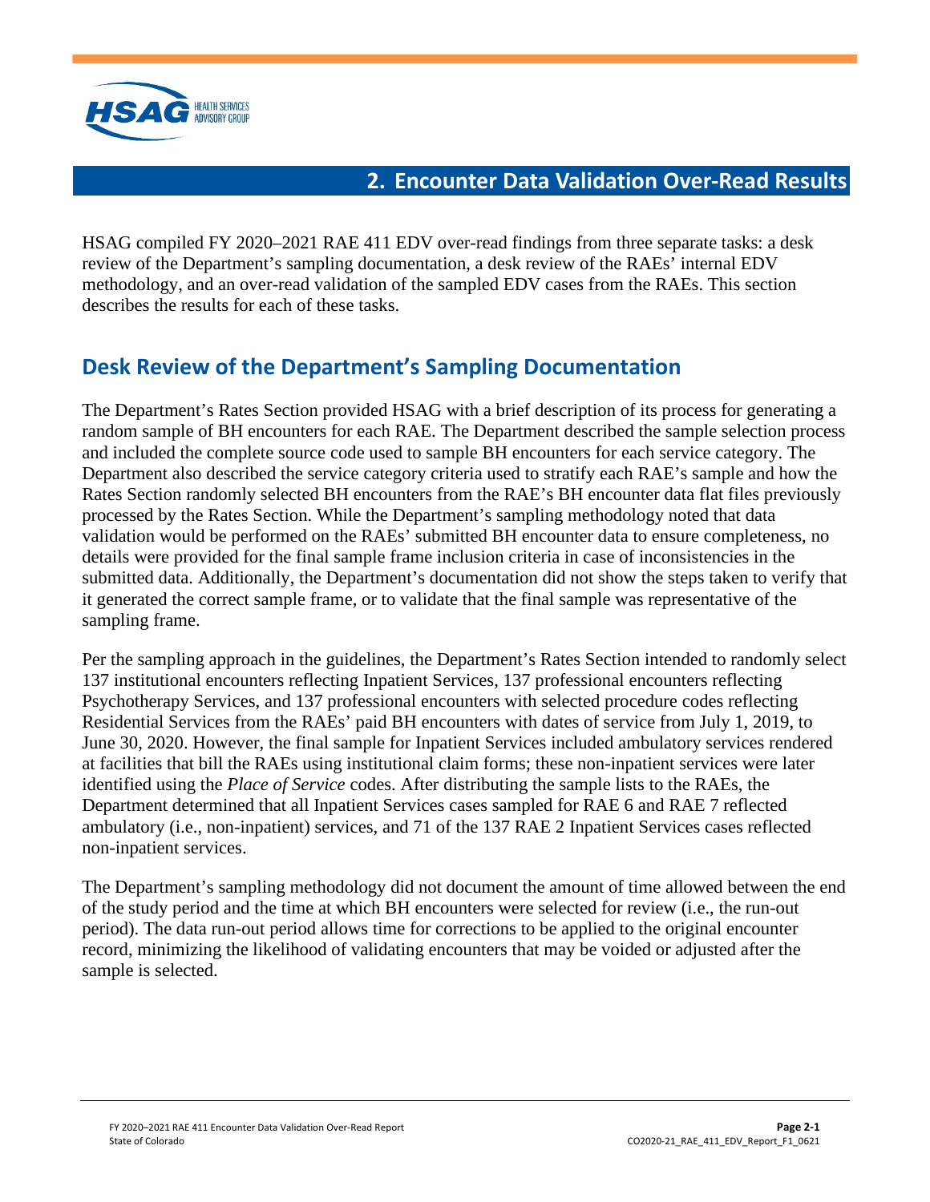## 2. Encounter Data Validation Over-Read Results

HSAG compiled FY 2020–2021 RAE 411 EDV over-read findings from three separate tasks: a desk review of the Department's sampling documentation, a desk review of the RAEs' internal EDV methodology, and an over-read validation of the sampled EDV cases from the RAEs. This section describes the results for each of these tasks.

### Desk Review of the Department's Sampling Documentation

The Department's Rates Section provided HSAG with a brief description of its process for generating a random sample of BH encounters for each RAE. The Department described the sample selection process and included the complete source code used to sample BH encounters for each service category. The Department also described the service category criteria used to stratify each RAE's sample and how the Rates Section randomly selected BH encounters from the RAE's BH encounter data flat files previously processed by the Rates Section. While the Department's sampling methodology noted that data validation would be performed on the RAEs' submitted BH encounter data to ensure completeness, no details were provided for the final sample frame inclusion criteria in case of inconsistencies in the submitted data. Additionally, the Department's documentation did not show the steps taken to verify that it generated the correct sample frame, or to validate that the final sample was representative of the sampling frame.

Per the sampling approach in the guidelines, the Department's Rates Section intended to randomly select 137 institutional encounters reflecting Inpatient Services, 137 professional encounters reflecting Psychotherapy Services, and 137 professional encounters with selected procedure codes reflecting Residential Services from the RAEs' paid BH encounters with dates of service from July 1, 2019, to June 30, 2020. However, the final sample for Inpatient Services included ambulatory services rendered at facilities that bill the RAEs using institutional claim forms; these non-inpatient services were later identified using the *Place of Service* codes. After distributing the sample lists to the RAEs, the Department determined that all Inpatient Services cases sampled for RAE 6 and RAE 7 reflected ambulatory (i.e., non-inpatient) services, and 71 of the 137 RAE 2 Inpatient Services cases reflected non-inpatient services.

The Department's sampling methodology did not document the amount of time allowed between the end of the study period and the time at which BH encounters were selected for review (i.e., the run-out period). The data run-out period allows time for corrections to be applied to the original encounter record, minimizing the likelihood of validating encounters that may be voided or adjusted after the sample is selected.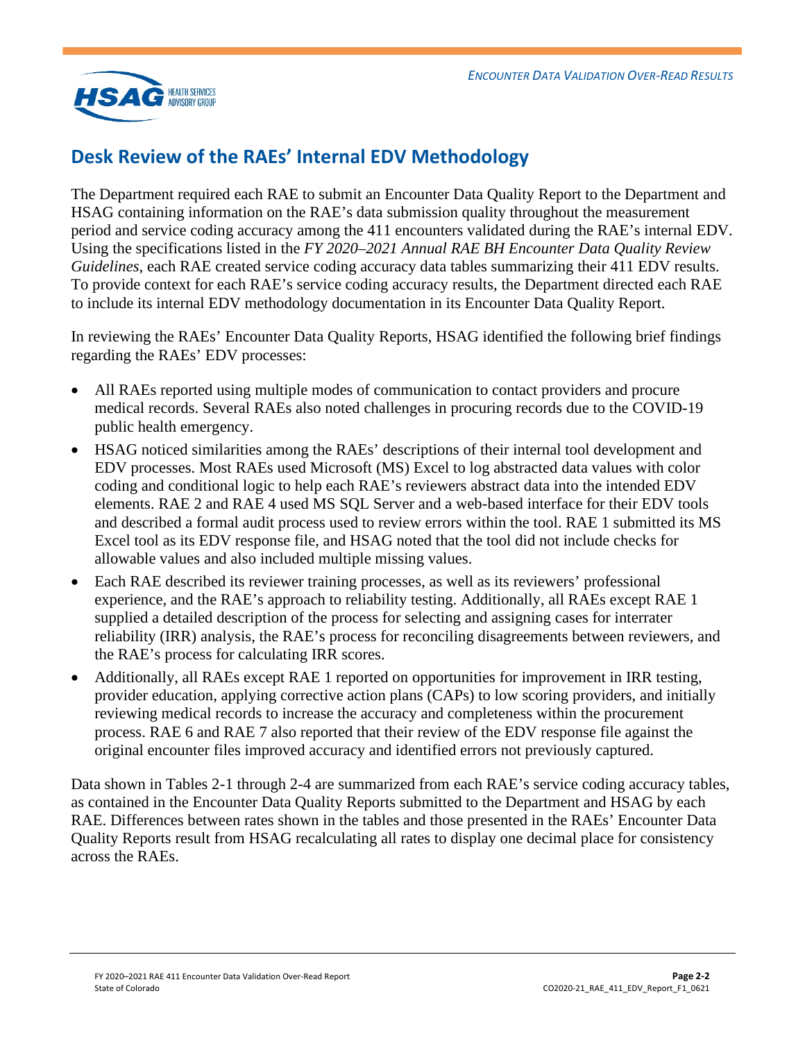## Desk Review of the RAEs' Internal EDV Methodology

The Department required each RAE to submit an Encounter Data Quality Report to the Department and HSAG containing information on the RAE's data submission quality throughout the measurement period and service coding accuracy among the 411 encounters validated during the RAE's internal EDV. Using the specifications listed in the *FY 2020–2021 Annual RAE BH Encounter Data Quality Review Guidelines*, each RAE created service coding accuracy data tables summarizing their 411 EDV results. To provide context for each RAE's service coding accuracy results, the Department directed each RAE to include its internal EDV methodology documentation in its Encounter Data Quality Report.

In reviewing the RAEs' Encounter Data Quality Reports, HSAG identified the following brief findings regarding the RAEs' EDV processes:

- All RAEs reported using multiple modes of communication to contact providers and procure medical records. Several RAEs also noted challenges in procuring records due to the COVID-19 public health emergency.
- HSAG noticed similarities among the RAEs' descriptions of their internal tool development and EDV processes. Most RAEs used Microsoft (MS) Excel to log abstracted data values with color coding and conditional logic to help each RAE's reviewers abstract data into the intended EDV elements. RAE 2 and RAE 4 used MS SQL Server and a web-based interface for their EDV tools and described a formal audit process used to review errors within the tool. RAE 1 submitted its MS Excel tool as its EDV response file, and HSAG noted that the tool did not include checks for allowable values and also included multiple missing values.
- Each RAE described its reviewer training processes, as well as its reviewers' professional experience, and the RAE's approach to reliability testing. Additionally, all RAEs except RAE 1 supplied a detailed description of the process for selecting and assigning cases for interrater reliability (IRR) analysis, the RAE's process for reconciling disagreements between reviewers, and the RAE's process for calculating IRR scores.
- Additionally, all RAEs except RAE 1 reported on opportunities for improvement in IRR testing, provider education, applying corrective action plans (CAPs) to low scoring providers, and initially reviewing medical records to increase the accuracy and completeness within the procurement process. RAE 6 and RAE 7 also reported that their review of the EDV response file against the original encounter files improved accuracy and identified errors not previously captured.

Data shown in Tables 2-1 through 2-4 are summarized from each RAE's service coding accuracy tables, as contained in the Encounter Data Quality Reports submitted to the Department and HSAG by each RAE. Differences between rates shown in the tables and those presented in the RAEs' Encounter Data Quality Reports result from HSAG recalculating all rates to display one decimal place for consistency across the RAEs.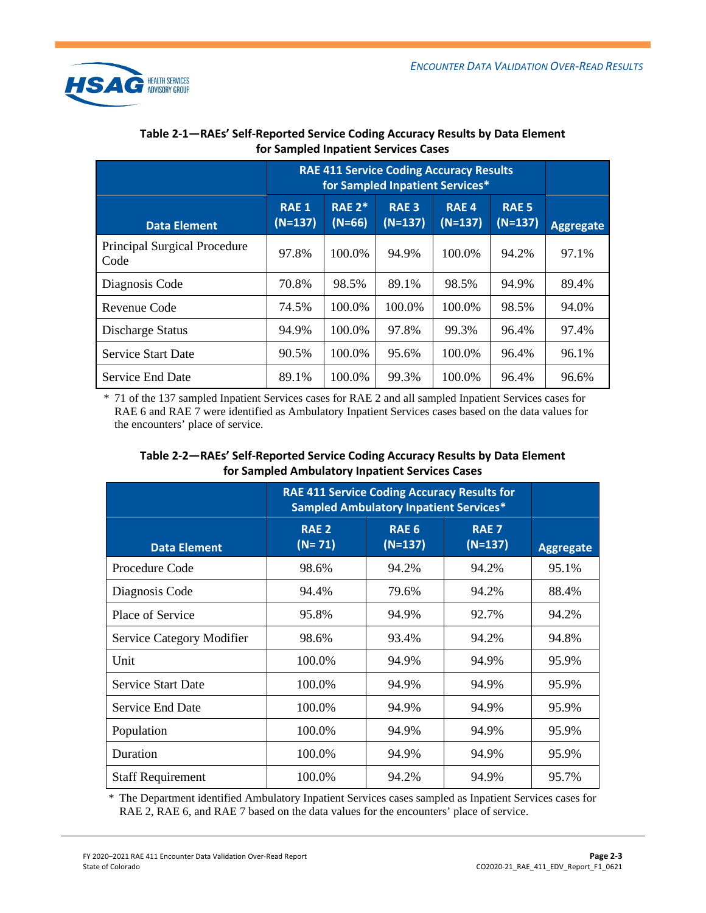**Table 2-1—RAEs' Self-Reported Service Coding Accuracy Results by Data Element for Sampled Inpatient Services Cases**

| | RAE 411 Service Coding Accuracy Results for Sampled Inpatient Services* | | | | | |
|---|---|---|---|---|---|---|
| **Data Element** | **RAE 1 (N=137)** | **RAE 2* (N=66)** | **RAE 3 (N=137)** | **RAE 4 (N=137)** | **RAE 5 (N=137)** | **Aggregate** |
| Principal Surgical Procedure Code | 97.8% | 100.0% | 94.9% | 100.0% | 94.2% | 97.1% |
| Diagnosis Code | 70.8% | 98.5% | 89.1% | 98.5% | 94.9% | 89.4% |
| Revenue Code | 74.5% | 100.0% | 100.0% | 100.0% | 98.5% | 94.0% |
| Discharge Status | 94.9% | 100.0% | 97.8% | 99.3% | 96.4% | 97.4% |
| Service Start Date | 90.5% | 100.0% | 95.6% | 100.0% | 96.4% | 96.1% |
| Service End Date | 89.1% | 100.0% | 99.3% | 100.0% | 96.4% | 96.6% |

\* 71 of the 137 sampled Inpatient Services cases for RAE 2 and all sampled Inpatient Services cases for RAE 6 and RAE 7 were identified as Ambulatory Inpatient Services cases based on the data values for the encounters' place of service.

**Table 2-2—RAEs' Self-Reported Service Coding Accuracy Results by Data Element for Sampled Ambulatory Inpatient Services Cases**

| | RAE 411 Service Coding Accuracy Results for Sampled Ambulatory Inpatient Services* | | | |
|---|---|---|---|---|
| **Data Element** | **RAE 2 (N= 71)** | **RAE 6 (N=137)** | **RAE 7 (N=137)** | **Aggregate** |
| Procedure Code | 98.6% | 94.2% | 94.2% | 95.1% |
| Diagnosis Code | 94.4% | 79.6% | 94.2% | 88.4% |
| Place of Service | 95.8% | 94.9% | 92.7% | 94.2% |
| Service Category Modifier | 98.6% | 93.4% | 94.2% | 94.8% |
| Unit | 100.0% | 94.9% | 94.9% | 95.9% |
| Service Start Date | 100.0% | 94.9% | 94.9% | 95.9% |
| Service End Date | 100.0% | 94.9% | 94.9% | 95.9% |
| Population | 100.0% | 94.9% | 94.9% | 95.9% |
| Duration | 100.0% | 94.9% | 94.9% | 95.9% |
| Staff Requirement | 100.0% | 94.2% | 94.9% | 95.7% |

\* The Department identified Ambulatory Inpatient Services cases sampled as Inpatient Services cases for RAE 2, RAE 6, and RAE 7 based on the data values for the encounters' place of service.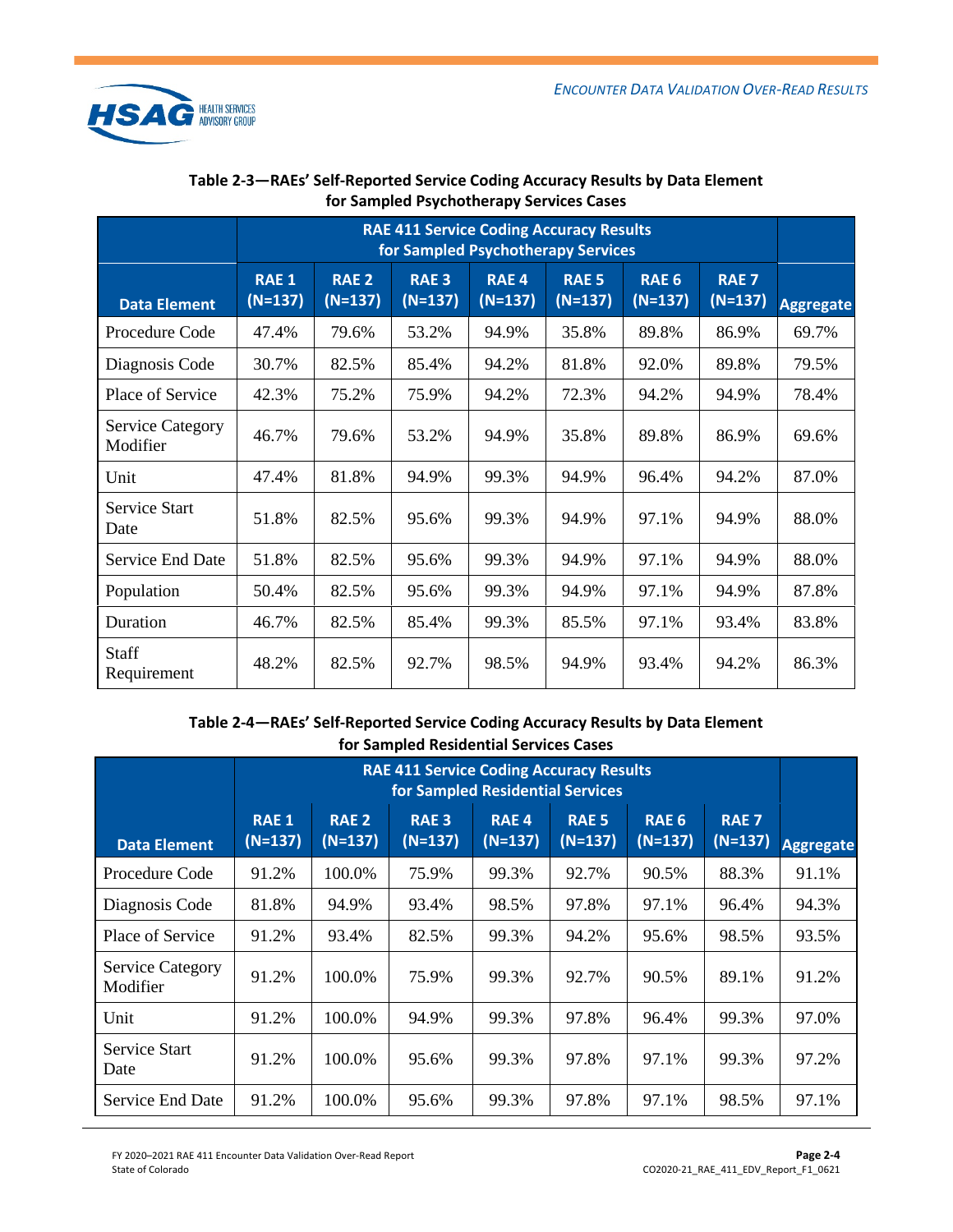**Table 2-3—RAEs' Self-Reported Service Coding Accuracy Results by Data Element for Sampled Psychotherapy Services Cases**

| Data Element | RAE 411 Service Coding Accuracy Results for Sampled Psychotherapy Services | | | | | | | |
|---|---|---|---|---|---|---|---|---|
| | RAE 1 (N=137) | RAE 2 (N=137) | RAE 3 (N=137) | RAE 4 (N=137) | RAE 5 (N=137) | RAE 6 (N=137) | RAE 7 (N=137) | Aggregate |
| Procedure Code | 47.4% | 79.6% | 53.2% | 94.9% | 35.8% | 89.8% | 86.9% | 69.7% |
| Diagnosis Code | 30.7% | 82.5% | 85.4% | 94.2% | 81.8% | 92.0% | 89.8% | 79.5% |
| Place of Service | 42.3% | 75.2% | 75.9% | 94.2% | 72.3% | 94.2% | 94.9% | 78.4% |
| Service Category Modifier | 46.7% | 79.6% | 53.2% | 94.9% | 35.8% | 89.8% | 86.9% | 69.6% |
| Unit | 47.4% | 81.8% | 94.9% | 99.3% | 94.9% | 96.4% | 94.2% | 87.0% |
| Service Start Date | 51.8% | 82.5% | 95.6% | 99.3% | 94.9% | 97.1% | 94.9% | 88.0% |
| Service End Date | 51.8% | 82.5% | 95.6% | 99.3% | 94.9% | 97.1% | 94.9% | 88.0% |
| Population | 50.4% | 82.5% | 95.6% | 99.3% | 94.9% | 97.1% | 94.9% | 87.8% |
| Duration | 46.7% | 82.5% | 85.4% | 99.3% | 85.5% | 97.1% | 93.4% | 83.8% |
| Staff Requirement | 48.2% | 82.5% | 92.7% | 98.5% | 94.9% | 93.4% | 94.2% | 86.3% |

**Table 2-4—RAEs' Self-Reported Service Coding Accuracy Results by Data Element for Sampled Residential Services Cases**

| Data Element | RAE 411 Service Coding Accuracy Results for Sampled Residential Services | | | | | | | |
|---|---|---|---|---|---|---|---|---|
| | RAE 1 (N=137) | RAE 2 (N=137) | RAE 3 (N=137) | RAE 4 (N=137) | RAE 5 (N=137) | RAE 6 (N=137) | RAE 7 (N=137) | Aggregate |
| Procedure Code | 91.2% | 100.0% | 75.9% | 99.3% | 92.7% | 90.5% | 88.3% | 91.1% |
| Diagnosis Code | 81.8% | 94.9% | 93.4% | 98.5% | 97.8% | 97.1% | 96.4% | 94.3% |
| Place of Service | 91.2% | 93.4% | 82.5% | 99.3% | 94.2% | 95.6% | 98.5% | 93.5% |
| Service Category Modifier | 91.2% | 100.0% | 75.9% | 99.3% | 92.7% | 90.5% | 89.1% | 91.2% |
| Unit | 91.2% | 100.0% | 94.9% | 99.3% | 97.8% | 96.4% | 99.3% | 97.0% |
| Service Start Date | 91.2% | 100.0% | 95.6% | 99.3% | 97.8% | 97.1% | 99.3% | 97.2% |
| Service End Date | 91.2% | 100.0% | 95.6% | 99.3% | 97.8% | 97.1% | 98.5% | 97.1% |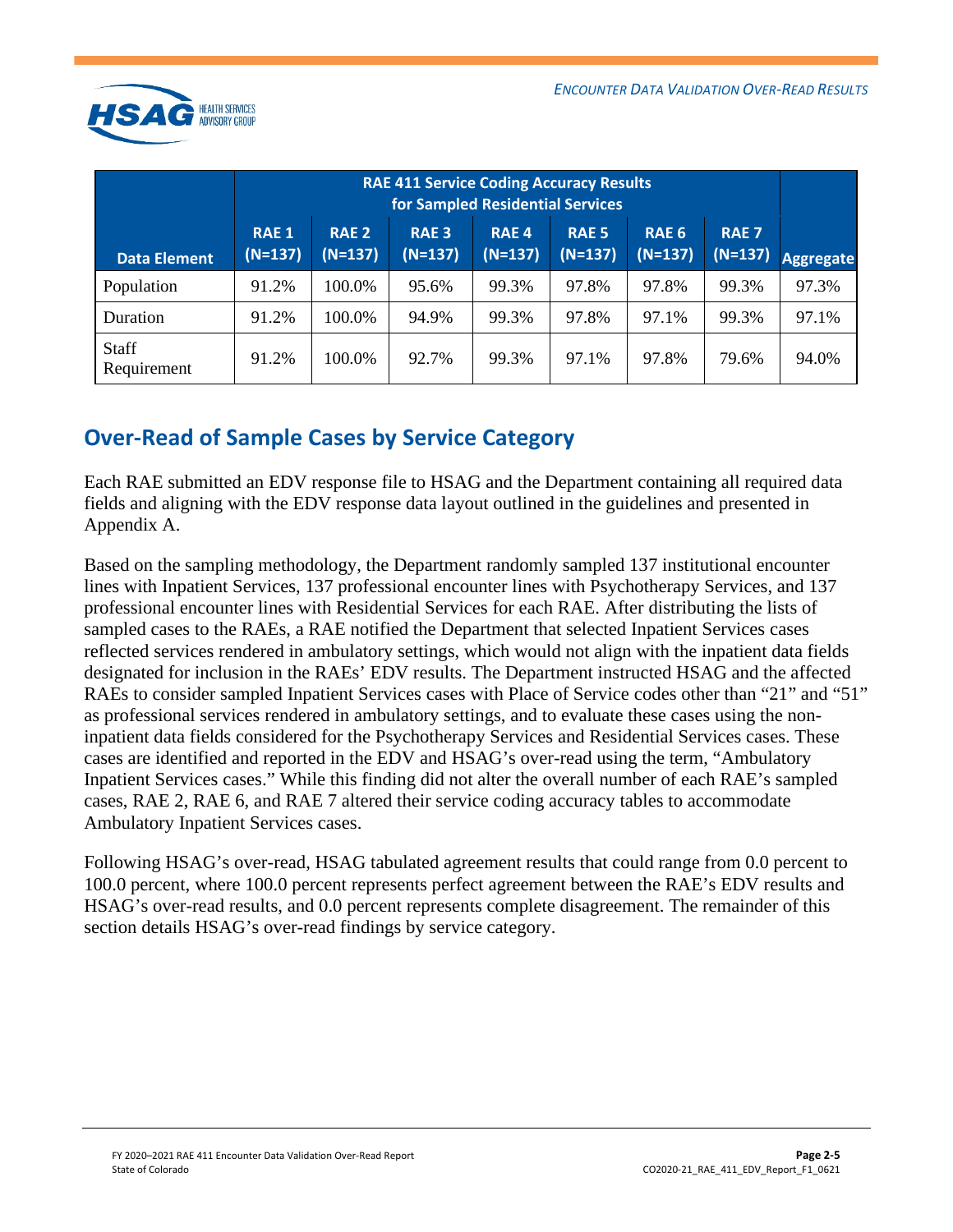| | RAE 411 Service Coding Accuracy Results for Sampled Residential Services | | | | | | | |
|---|---|---|---|---|---|---|---|---|
| **Data Element** | **RAE 1 (N=137)** | **RAE 2 (N=137)** | **RAE 3 (N=137)** | **RAE 4 (N=137)** | **RAE 5 (N=137)** | **RAE 6 (N=137)** | **RAE 7 (N=137)** | **Aggregate** |
| Population | 91.2% | 100.0% | 95.6% | 99.3% | 97.8% | 97.8% | 99.3% | 97.3% |
| Duration | 91.2% | 100.0% | 94.9% | 99.3% | 97.8% | 97.1% | 99.3% | 97.1% |
| Staff Requirement | 91.2% | 100.0% | 92.7% | 99.3% | 97.1% | 97.8% | 79.6% | 94.0% |

## Over-Read of Sample Cases by Service Category

Each RAE submitted an EDV response file to HSAG and the Department containing all required data fields and aligning with the EDV response data layout outlined in the guidelines and presented in Appendix A.

Based on the sampling methodology, the Department randomly sampled 137 institutional encounter lines with Inpatient Services, 137 professional encounter lines with Psychotherapy Services, and 137 professional encounter lines with Residential Services for each RAE. After distributing the lists of sampled cases to the RAEs, a RAE notified the Department that selected Inpatient Services cases reflected services rendered in ambulatory settings, which would not align with the inpatient data fields designated for inclusion in the RAEs' EDV results. The Department instructed HSAG and the affected RAEs to consider sampled Inpatient Services cases with Place of Service codes other than "21" and "51" as professional services rendered in ambulatory settings, and to evaluate these cases using the non-inpatient data fields considered for the Psychotherapy Services and Residential Services cases. These cases are identified and reported in the EDV and HSAG's over-read using the term, "Ambulatory Inpatient Services cases." While this finding did not alter the overall number of each RAE's sampled cases, RAE 2, RAE 6, and RAE 7 altered their service coding accuracy tables to accommodate Ambulatory Inpatient Services cases.

Following HSAG's over-read, HSAG tabulated agreement results that could range from 0.0 percent to 100.0 percent, where 100.0 percent represents perfect agreement between the RAE's EDV results and HSAG's over-read results, and 0.0 percent represents complete disagreement. The remainder of this section details HSAG's over-read findings by service category.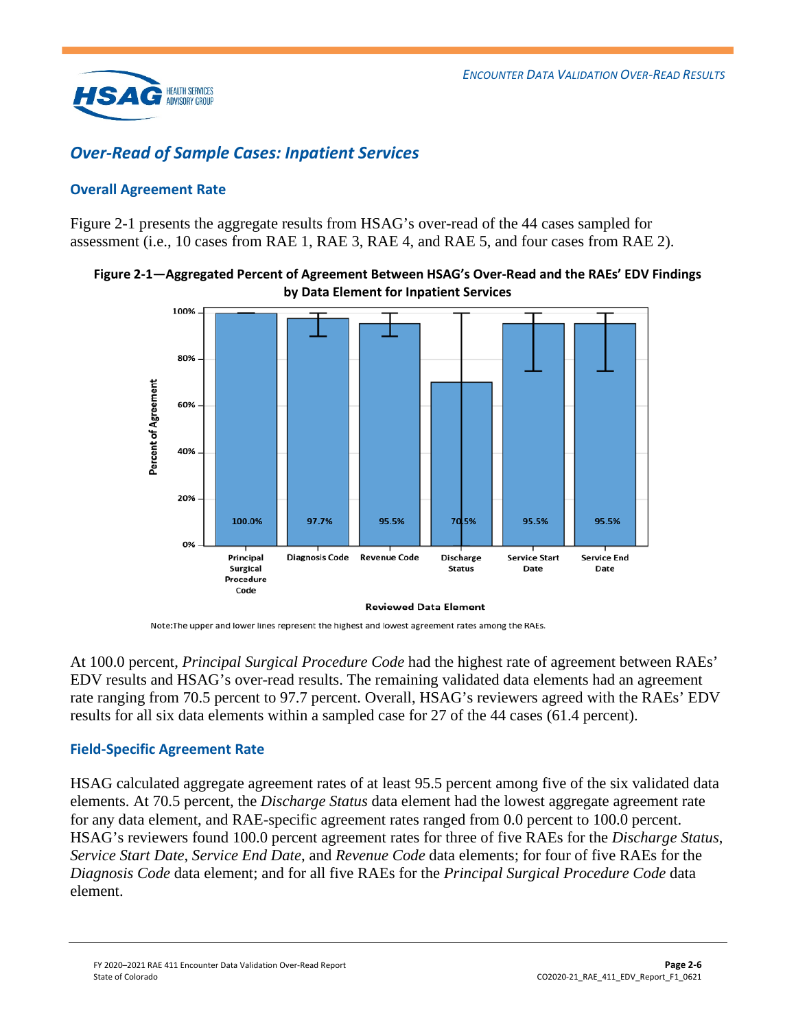## *Over-Read of Sample Cases: Inpatient Services*

### Overall Agreement Rate

Figure 2-1 presents the aggregate results from HSAG's over-read of the 44 cases sampled for assessment (i.e., 10 cases from RAE 1, RAE 3, RAE 4, and RAE 5, and four cases from RAE 2).

**Figure 2-1—Aggregated Percent of Agreement Between HSAG's Over-Read and the RAEs' EDV Findings by Data Element for Inpatient Services**

| Reviewed Data Element | Percent of Agreement |
|---|---|
| Principal Surgical Procedure Code | 100.0% |
| Diagnosis Code | 97.7% |
| Revenue Code | 95.5% |
| Discharge Status | 70.5% |
| Service Start Date | 95.5% |
| Service End Date | 95.5% |

Note:The upper and lower lines represent the highest and lowest agreement rates among the RAEs.

At 100.0 percent, *Principal Surgical Procedure Code* had the highest rate of agreement between RAEs' EDV results and HSAG's over-read results. The remaining validated data elements had an agreement rate ranging from 70.5 percent to 97.7 percent. Overall, HSAG's reviewers agreed with the RAEs' EDV results for all six data elements within a sampled case for 27 of the 44 cases (61.4 percent).

### Field-Specific Agreement Rate

HSAG calculated aggregate agreement rates of at least 95.5 percent among five of the six validated data elements. At 70.5 percent, the *Discharge Status* data element had the lowest aggregate agreement rate for any data element, and RAE-specific agreement rates ranged from 0.0 percent to 100.0 percent. HSAG's reviewers found 100.0 percent agreement rates for three of five RAEs for the *Discharge Status*, *Service Start Date*, *Service End Date*, and *Revenue Code* data elements; for four of five RAEs for the *Diagnosis Code* data element; and for all five RAEs for the *Principal Surgical Procedure Code* data element.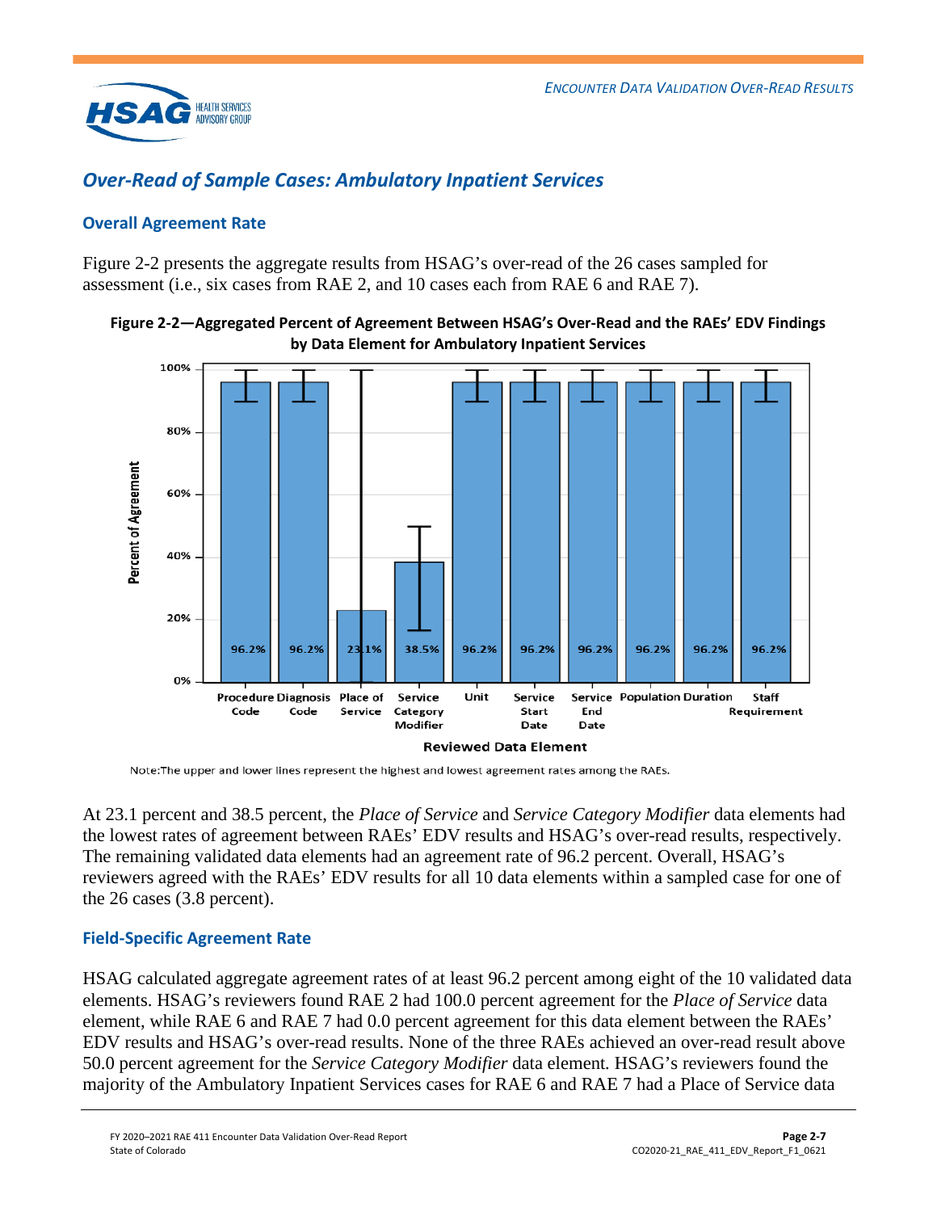## Over-Read of Sample Cases: Ambulatory Inpatient Services

### Overall Agreement Rate

Figure 2-2 presents the aggregate results from HSAG's over-read of the 26 cases sampled for assessment (i.e., six cases from RAE 2, and 10 cases each from RAE 6 and RAE 7).

**Figure 2-2—Aggregated Percent of Agreement Between HSAG's Over-Read and the RAEs' EDV Findings by Data Element for Ambulatory Inpatient Services**

Percent of Agreement

100%
80%
60%
40%
20%
0%

96.2%
96.2%
23.1%
38.5%
96.2%
96.2%
96.2%
96.2%
96.2%
96.2%

Procedure Code
Diagnosis Code
Place of Service
Service Category Modifier
Unit
Service Start Date
Service End Date
Population
Duration
Staff Requirement

Reviewed Data Element

Note:The upper and lower lines represent the highest and lowest agreement rates among the RAEs.

At 23.1 percent and 38.5 percent, the *Place of Service* and *Service Category Modifier* data elements had the lowest rates of agreement between RAEs' EDV results and HSAG's over-read results, respectively. The remaining validated data elements had an agreement rate of 96.2 percent. Overall, HSAG's reviewers agreed with the RAEs' EDV results for all 10 data elements within a sampled case for one of the 26 cases (3.8 percent).

### Field-Specific Agreement Rate

HSAG calculated aggregate agreement rates of at least 96.2 percent among eight of the 10 validated data elements. HSAG's reviewers found RAE 2 had 100.0 percent agreement for the *Place of Service* data element, while RAE 6 and RAE 7 had 0.0 percent agreement for this data element between the RAEs' EDV results and HSAG's over-read results. None of the three RAEs achieved an over-read result above 50.0 percent agreement for the *Service Category Modifier* data element. HSAG's reviewers found the majority of the Ambulatory Inpatient Services cases for RAE 6 and RAE 7 had a Place of Service data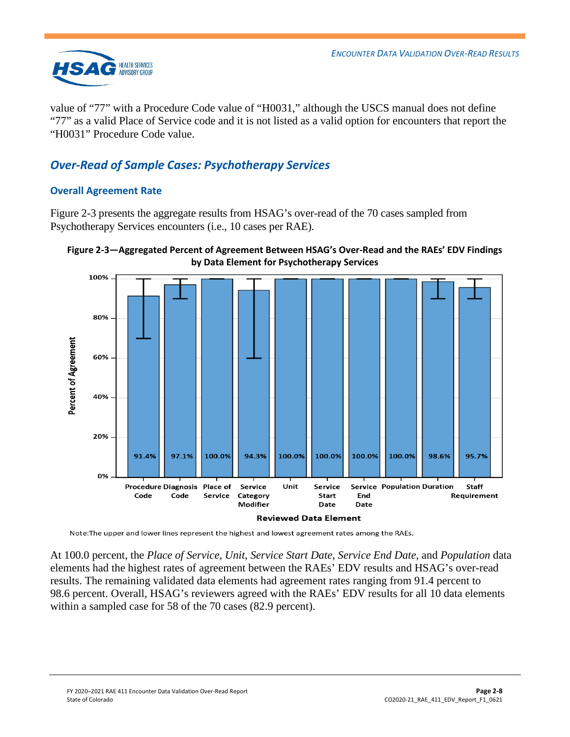value of "77" with a Procedure Code value of "H0031," although the USCS manual does not define "77" as a valid Place of Service code and it is not listed as a valid option for encounters that report the "H0031" Procedure Code value.

## *Over-Read of Sample Cases: Psychotherapy Services*

### Overall Agreement Rate

Figure 2-3 presents the aggregate results from HSAG's over-read of the 70 cases sampled from Psychotherapy Services encounters (i.e., 10 cases per RAE).

**Figure 2-3—Aggregated Percent of Agreement Between HSAG's Over-Read and the RAEs' EDV Findings by Data Element for Psychotherapy Services**

Percent of Agreement

100%
80%
60%
40%
20%
0%

91.4%
97.1%
100.0%
94.3%
100.0%
100.0%
100.0%
100.0%
98.6%
95.7%

Procedure Code
Diagnosis Code
Place of Service
Service Category Modifier
Unit
Service Start Date
Service End Date
Population
Duration
Staff Requirement

Reviewed Data Element

Note:The upper and lower lines represent the highest and lowest agreement rates among the RAEs.

At 100.0 percent, the *Place of Service*, *Unit*, *Service Start Date*, *Service End Date*, and *Population* data elements had the highest rates of agreement between the RAEs' EDV results and HSAG's over-read results. The remaining validated data elements had agreement rates ranging from 91.4 percent to 98.6 percent. Overall, HSAG's reviewers agreed with the RAEs' EDV results for all 10 data elements within a sampled case for 58 of the 70 cases (82.9 percent).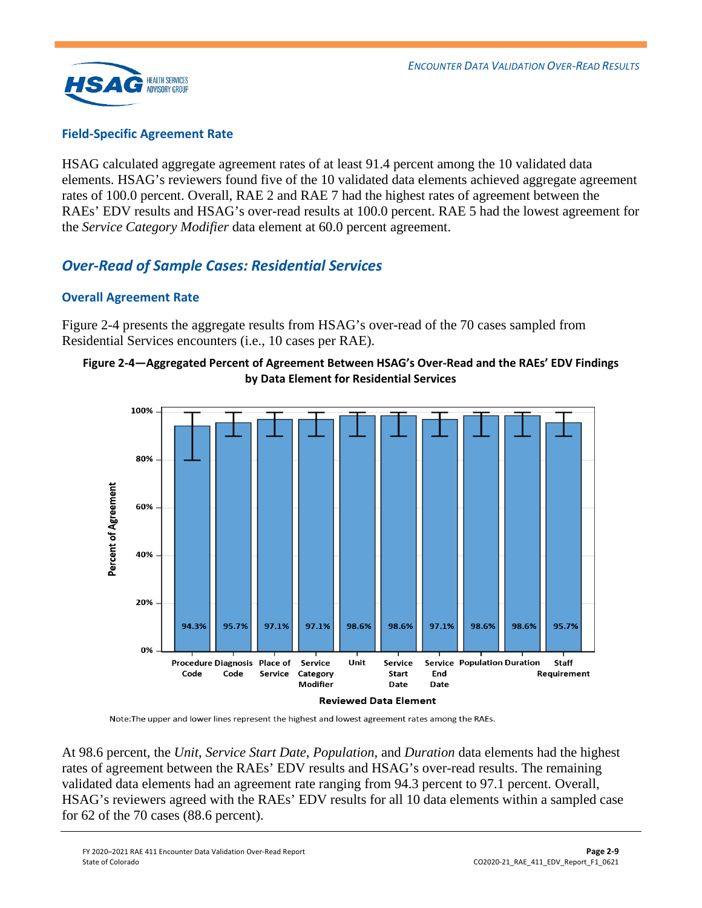### Field-Specific Agreement Rate

HSAG calculated aggregate agreement rates of at least 91.4 percent among the 10 validated data elements. HSAG's reviewers found five of the 10 validated data elements achieved aggregate agreement rates of 100.0 percent. Overall, RAE 2 and RAE 7 had the highest rates of agreement between the RAEs' EDV results and HSAG's over-read results at 100.0 percent. RAE 5 had the lowest agreement for the *Service Category Modifier* data element at 60.0 percent agreement.

## *Over-Read of Sample Cases: Residential Services*

### Overall Agreement Rate

Figure 2-4 presents the aggregate results from HSAG's over-read of the 70 cases sampled from Residential Services encounters (i.e., 10 cases per RAE).

**Figure 2-4—Aggregated Percent of Agreement Between HSAG's Over-Read and the RAEs' EDV Findings by Data Element for Residential Services**

100%
80%
60%
40%
20%
0%

Percent of Agreement

94.3%
95.7%
97.1%
97.1%
98.6%
98.6%
97.1%
98.6%
98.6%
95.7%

Procedure Code
Diagnosis Code
Place of Service
Service Category Modifier
Unit
Service Start Date
Service End Date
Population
Duration
Staff Requirement

Reviewed Data Element

Note:The upper and lower lines represent the highest and lowest agreement rates among the RAEs.

At 98.6 percent, the *Unit*, *Service Start Date*, *Population*, and *Duration* data elements had the highest rates of agreement between the RAEs' EDV results and HSAG's over-read results. The remaining validated data elements had an agreement rate ranging from 94.3 percent to 97.1 percent. Overall, HSAG's reviewers agreed with the RAEs' EDV results for all 10 data elements within a sampled case for 62 of the 70 cases (88.6 percent).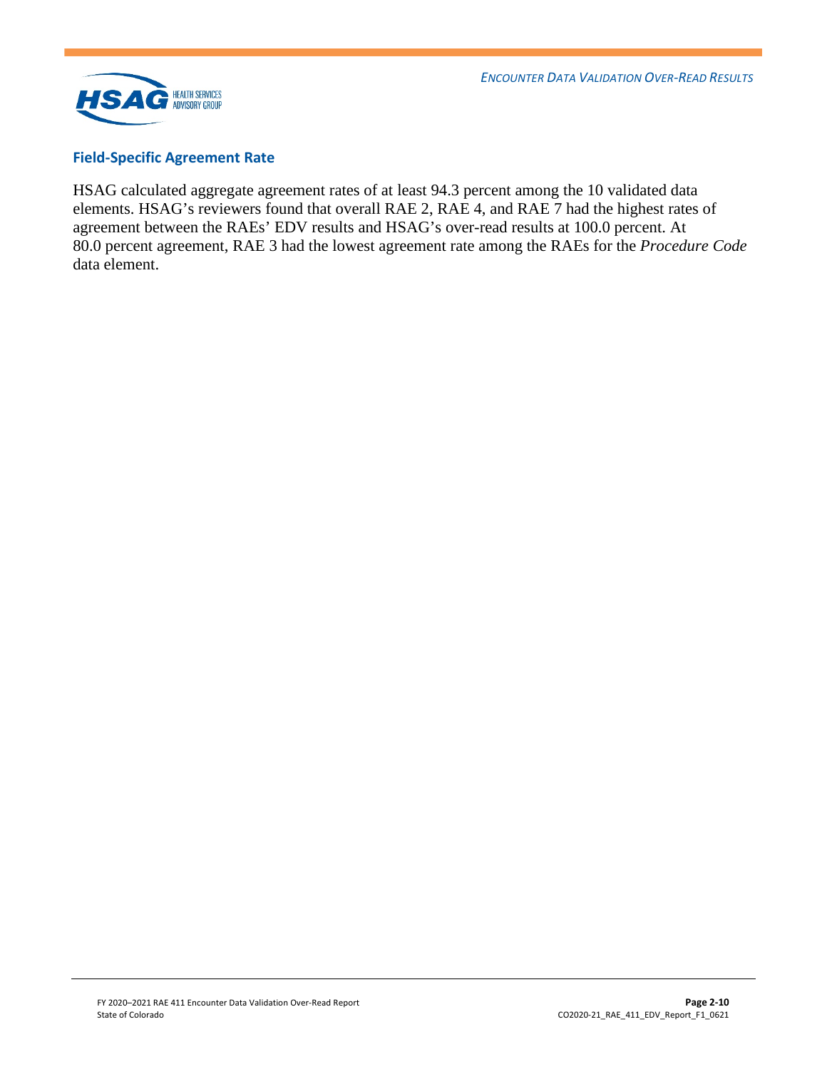### Field-Specific Agreement Rate

HSAG calculated aggregate agreement rates of at least 94.3 percent among the 10 validated data elements. HSAG's reviewers found that overall RAE 2, RAE 4, and RAE 7 had the highest rates of agreement between the RAEs' EDV results and HSAG's over-read results at 100.0 percent. At 80.0 percent agreement, RAE 3 had the lowest agreement rate among the RAEs for the *Procedure Code* data element.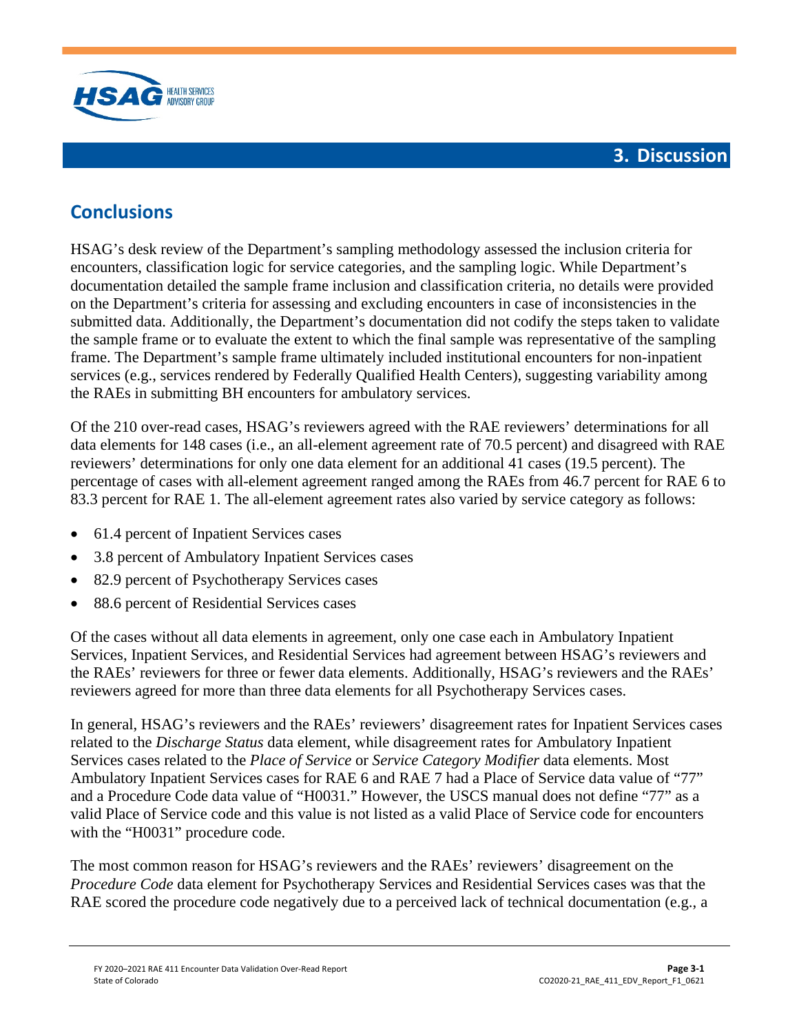# 3. Discussion

## Conclusions

HSAG's desk review of the Department's sampling methodology assessed the inclusion criteria for encounters, classification logic for service categories, and the sampling logic. While Department's documentation detailed the sample frame inclusion and classification criteria, no details were provided on the Department's criteria for assessing and excluding encounters in case of inconsistencies in the submitted data. Additionally, the Department's documentation did not codify the steps taken to validate the sample frame or to evaluate the extent to which the final sample was representative of the sampling frame. The Department's sample frame ultimately included institutional encounters for non-inpatient services (e.g., services rendered by Federally Qualified Health Centers), suggesting variability among the RAEs in submitting BH encounters for ambulatory services.

Of the 210 over-read cases, HSAG's reviewers agreed with the RAE reviewers' determinations for all data elements for 148 cases (i.e., an all-element agreement rate of 70.5 percent) and disagreed with RAE reviewers' determinations for only one data element for an additional 41 cases (19.5 percent). The percentage of cases with all-element agreement ranged among the RAEs from 46.7 percent for RAE 6 to 83.3 percent for RAE 1. The all-element agreement rates also varied by service category as follows:

- 61.4 percent of Inpatient Services cases
- 3.8 percent of Ambulatory Inpatient Services cases
- 82.9 percent of Psychotherapy Services cases
- 88.6 percent of Residential Services cases

Of the cases without all data elements in agreement, only one case each in Ambulatory Inpatient Services, Inpatient Services, and Residential Services had agreement between HSAG's reviewers and the RAEs' reviewers for three or fewer data elements. Additionally, HSAG's reviewers and the RAEs' reviewers agreed for more than three data elements for all Psychotherapy Services cases.

In general, HSAG's reviewers and the RAEs' reviewers' disagreement rates for Inpatient Services cases related to the *Discharge Status* data element, while disagreement rates for Ambulatory Inpatient Services cases related to the *Place of Service* or *Service Category Modifier* data elements. Most Ambulatory Inpatient Services cases for RAE 6 and RAE 7 had a Place of Service data value of "77" and a Procedure Code data value of "H0031." However, the USCS manual does not define "77" as a valid Place of Service code and this value is not listed as a valid Place of Service code for encounters with the "H0031" procedure code.

The most common reason for HSAG's reviewers and the RAEs' reviewers' disagreement on the *Procedure Code* data element for Psychotherapy Services and Residential Services cases was that the RAE scored the procedure code negatively due to a perceived lack of technical documentation (e.g., a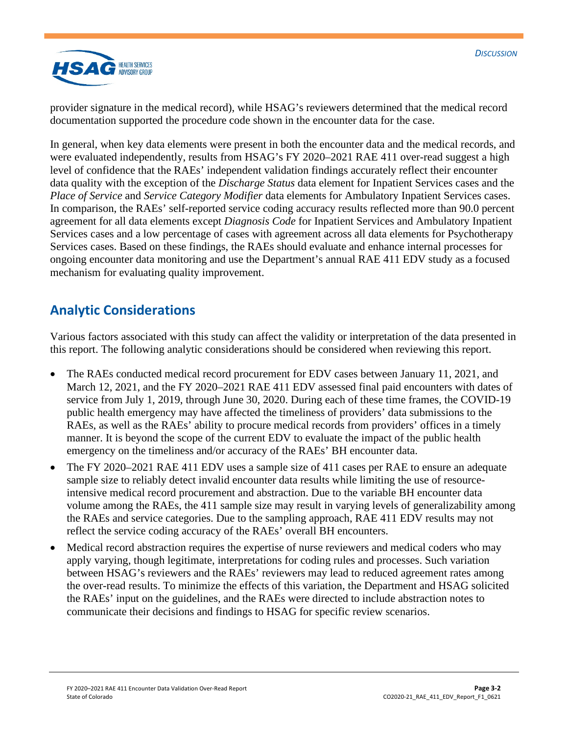provider signature in the medical record), while HSAG's reviewers determined that the medical record documentation supported the procedure code shown in the encounter data for the case.

In general, when key data elements were present in both the encounter data and the medical records, and were evaluated independently, results from HSAG's FY 2020–2021 RAE 411 over-read suggest a high level of confidence that the RAEs' independent validation findings accurately reflect their encounter data quality with the exception of the *Discharge Status* data element for Inpatient Services cases and the *Place of Service* and *Service Category Modifier* data elements for Ambulatory Inpatient Services cases. In comparison, the RAEs' self-reported service coding accuracy results reflected more than 90.0 percent agreement for all data elements except *Diagnosis Code* for Inpatient Services and Ambulatory Inpatient Services cases and a low percentage of cases with agreement across all data elements for Psychotherapy Services cases. Based on these findings, the RAEs should evaluate and enhance internal processes for ongoing encounter data monitoring and use the Department's annual RAE 411 EDV study as a focused mechanism for evaluating quality improvement.

## Analytic Considerations

Various factors associated with this study can affect the validity or interpretation of the data presented in this report. The following analytic considerations should be considered when reviewing this report.

- The RAEs conducted medical record procurement for EDV cases between January 11, 2021, and March 12, 2021, and the FY 2020–2021 RAE 411 EDV assessed final paid encounters with dates of service from July 1, 2019, through June 30, 2020. During each of these time frames, the COVID-19 public health emergency may have affected the timeliness of providers' data submissions to the RAEs, as well as the RAEs' ability to procure medical records from providers' offices in a timely manner. It is beyond the scope of the current EDV to evaluate the impact of the public health emergency on the timeliness and/or accuracy of the RAEs' BH encounter data.
- The FY 2020–2021 RAE 411 EDV uses a sample size of 411 cases per RAE to ensure an adequate sample size to reliably detect invalid encounter data results while limiting the use of resource-intensive medical record procurement and abstraction. Due to the variable BH encounter data volume among the RAEs, the 411 sample size may result in varying levels of generalizability among the RAEs and service categories. Due to the sampling approach, RAE 411 EDV results may not reflect the service coding accuracy of the RAEs' overall BH encounters.
- Medical record abstraction requires the expertise of nurse reviewers and medical coders who may apply varying, though legitimate, interpretations for coding rules and processes. Such variation between HSAG's reviewers and the RAEs' reviewers may lead to reduced agreement rates among the over-read results. To minimize the effects of this variation, the Department and HSAG solicited the RAEs' input on the guidelines, and the RAEs were directed to include abstraction notes to communicate their decisions and findings to HSAG for specific review scenarios.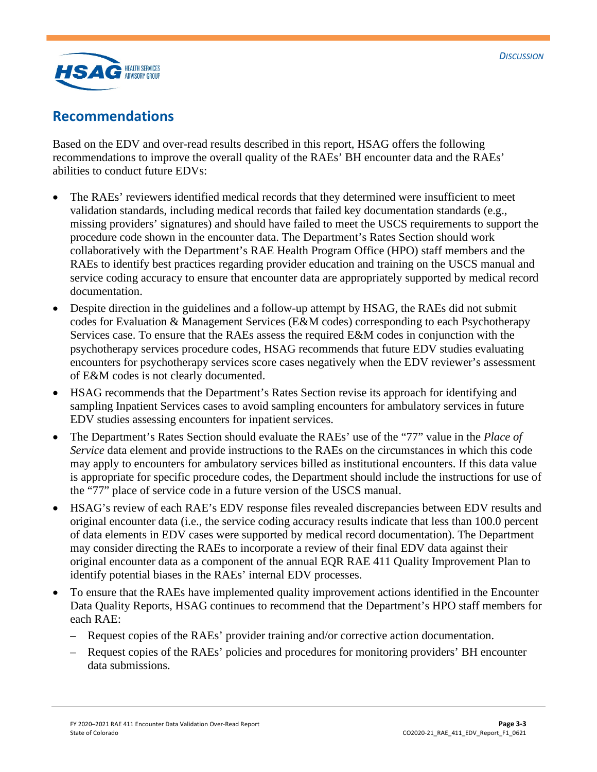## Recommendations

Based on the EDV and over-read results described in this report, HSAG offers the following recommendations to improve the overall quality of the RAEs' BH encounter data and the RAEs' abilities to conduct future EDVs:

- The RAEs' reviewers identified medical records that they determined were insufficient to meet validation standards, including medical records that failed key documentation standards (e.g., missing providers' signatures) and should have failed to meet the USCS requirements to support the procedure code shown in the encounter data. The Department's Rates Section should work collaboratively with the Department's RAE Health Program Office (HPO) staff members and the RAEs to identify best practices regarding provider education and training on the USCS manual and service coding accuracy to ensure that encounter data are appropriately supported by medical record documentation.
- Despite direction in the guidelines and a follow-up attempt by HSAG, the RAEs did not submit codes for Evaluation & Management Services (E&M codes) corresponding to each Psychotherapy Services case. To ensure that the RAEs assess the required E&M codes in conjunction with the psychotherapy services procedure codes, HSAG recommends that future EDV studies evaluating encounters for psychotherapy services score cases negatively when the EDV reviewer's assessment of E&M codes is not clearly documented.
- HSAG recommends that the Department's Rates Section revise its approach for identifying and sampling Inpatient Services cases to avoid sampling encounters for ambulatory services in future EDV studies assessing encounters for inpatient services.
- The Department's Rates Section should evaluate the RAEs' use of the "77" value in the *Place of Service* data element and provide instructions to the RAEs on the circumstances in which this code may apply to encounters for ambulatory services billed as institutional encounters. If this data value is appropriate for specific procedure codes, the Department should include the instructions for use of the "77" place of service code in a future version of the USCS manual.
- HSAG's review of each RAE's EDV response files revealed discrepancies between EDV results and original encounter data (i.e., the service coding accuracy results indicate that less than 100.0 percent of data elements in EDV cases were supported by medical record documentation). The Department may consider directing the RAEs to incorporate a review of their final EDV data against their original encounter data as a component of the annual EQR RAE 411 Quality Improvement Plan to identify potential biases in the RAEs' internal EDV processes.
- To ensure that the RAEs have implemented quality improvement actions identified in the Encounter Data Quality Reports, HSAG continues to recommend that the Department's HPO staff members for each RAE:
  - Request copies of the RAEs' provider training and/or corrective action documentation.
  - Request copies of the RAEs' policies and procedures for monitoring providers' BH encounter data submissions.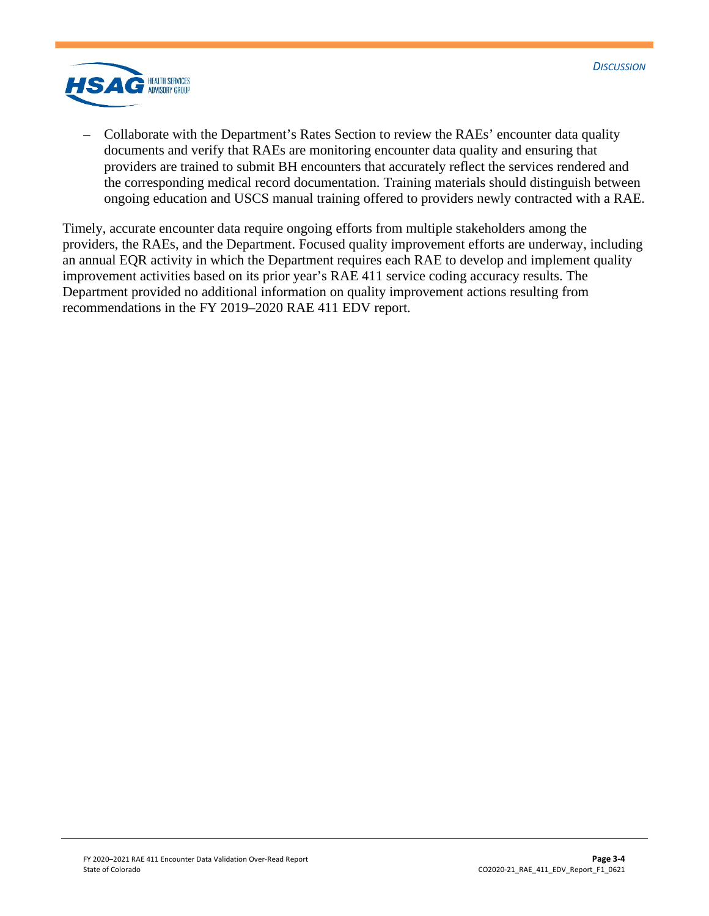- Collaborate with the Department's Rates Section to review the RAEs' encounter data quality documents and verify that RAEs are monitoring encounter data quality and ensuring that providers are trained to submit BH encounters that accurately reflect the services rendered and the corresponding medical record documentation. Training materials should distinguish between ongoing education and USCS manual training offered to providers newly contracted with a RAE.

Timely, accurate encounter data require ongoing efforts from multiple stakeholders among the providers, the RAEs, and the Department. Focused quality improvement efforts are underway, including an annual EQR activity in which the Department requires each RAE to develop and implement quality improvement activities based on its prior year's RAE 411 service coding accuracy results. The Department provided no additional information on quality improvement actions resulting from recommendations in the FY 2019–2020 RAE 411 EDV report.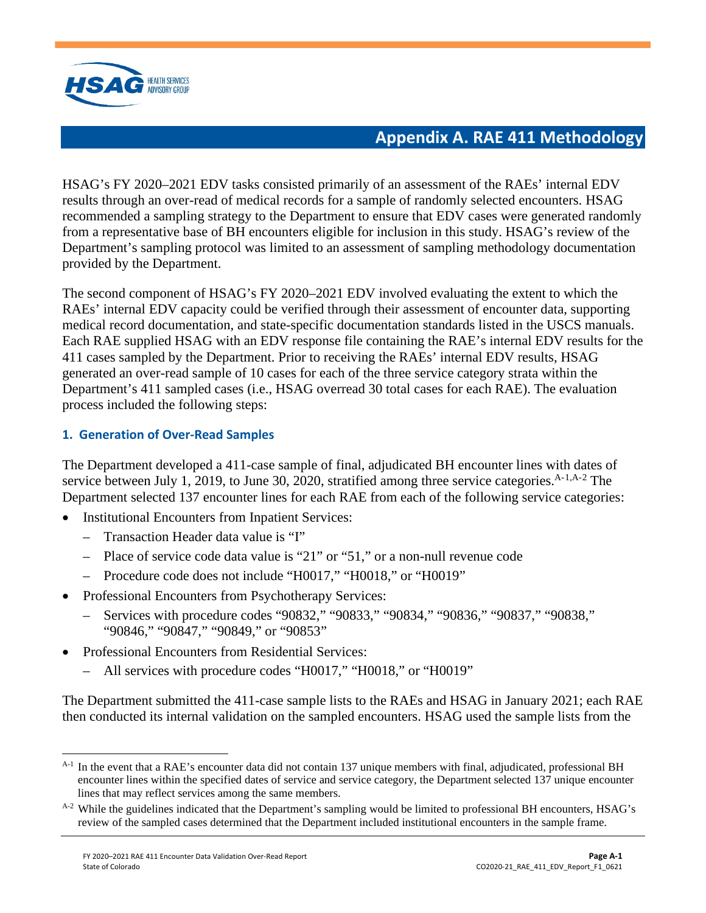# Appendix A. RAE 411 Methodology

HSAG's FY 2020–2021 EDV tasks consisted primarily of an assessment of the RAEs' internal EDV results through an over-read of medical records for a sample of randomly selected encounters. HSAG recommended a sampling strategy to the Department to ensure that EDV cases were generated randomly from a representative base of BH encounters eligible for inclusion in this study. HSAG's review of the Department's sampling protocol was limited to an assessment of sampling methodology documentation provided by the Department.

The second component of HSAG's FY 2020–2021 EDV involved evaluating the extent to which the RAEs' internal EDV capacity could be verified through their assessment of encounter data, supporting medical record documentation, and state-specific documentation standards listed in the USCS manuals. Each RAE supplied HSAG with an EDV response file containing the RAE's internal EDV results for the 411 cases sampled by the Department. Prior to receiving the RAEs' internal EDV results, HSAG generated an over-read sample of 10 cases for each of the three service category strata within the Department's 411 sampled cases (i.e., HSAG overread 30 total cases for each RAE). The evaluation process included the following steps:

### 1. Generation of Over-Read Samples

The Department developed a 411-case sample of final, adjudicated BH encounter lines with dates of service between July 1, 2019, to June 30, 2020, stratified among three service categories.[A-1,A-2] The Department selected 137 encounter lines for each RAE from each of the following service categories:

- Institutional Encounters from Inpatient Services:
  - Transaction Header data value is "I"
  - Place of service code data value is "21" or "51," or a non-null revenue code
  - Procedure code does not include "H0017," "H0018," or "H0019"
- Professional Encounters from Psychotherapy Services:
  - Services with procedure codes "90832," "90833," "90834," "90836," "90837," "90838," "90846," "90847," "90849," or "90853"
- Professional Encounters from Residential Services:
  - All services with procedure codes "H0017," "H0018," or "H0019"

The Department submitted the 411-case sample lists to the RAEs and HSAG in January 2021; each RAE then conducted its internal validation on the sampled encounters. HSAG used the sample lists from the

---

[A-1] In the event that a RAE's encounter data did not contain 137 unique members with final, adjudicated, professional BH encounter lines within the specified dates of service and service category, the Department selected 137 unique encounter lines that may reflect services among the same members.

[A-2] While the guidelines indicated that the Department's sampling would be limited to professional BH encounters, HSAG's review of the sampled cases determined that the Department included institutional encounters in the sample frame.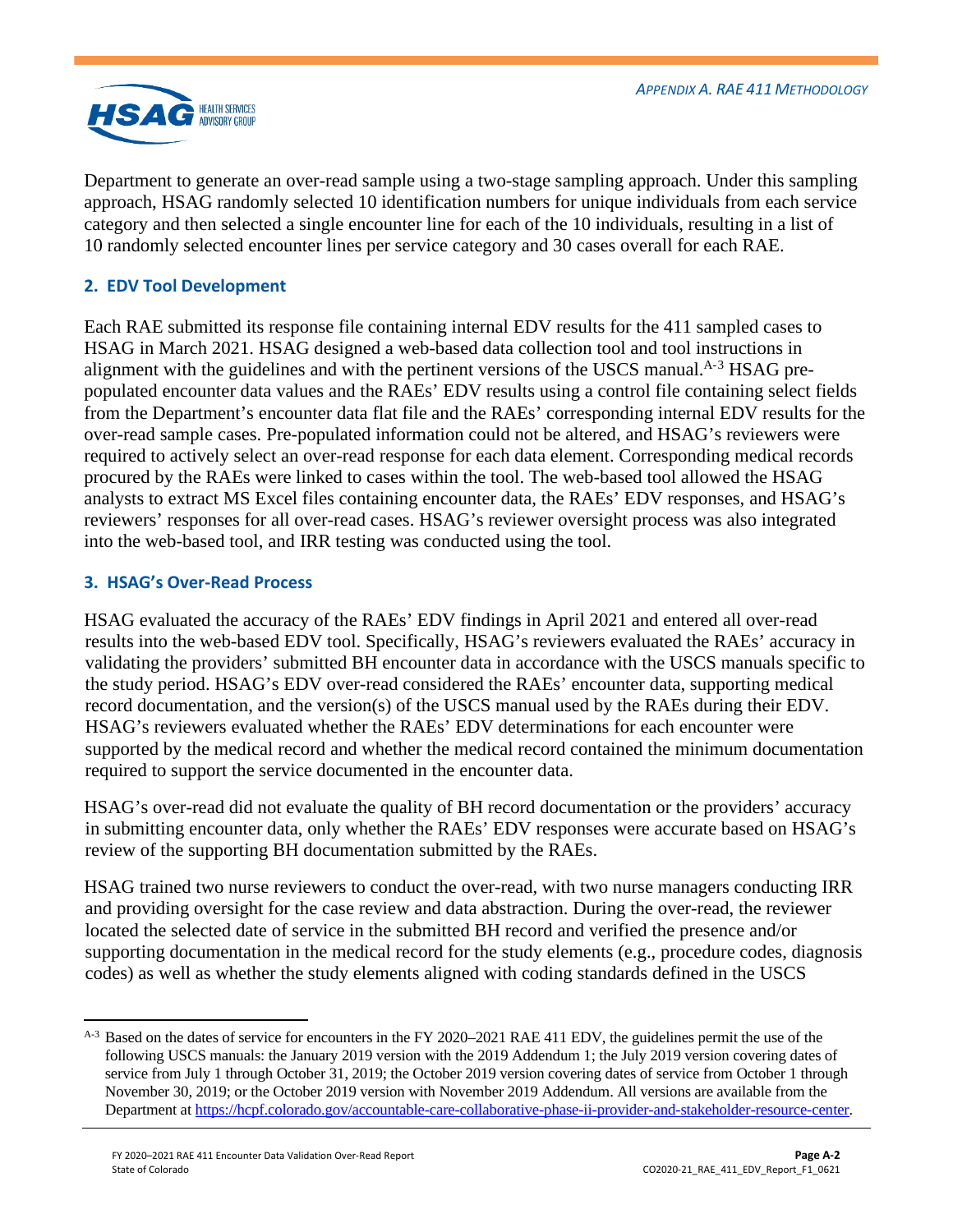Department to generate an over-read sample using a two-stage sampling approach. Under this sampling approach, HSAG randomly selected 10 identification numbers for unique individuals from each service category and then selected a single encounter line for each of the 10 individuals, resulting in a list of 10 randomly selected encounter lines per service category and 30 cases overall for each RAE.

### 2. EDV Tool Development

Each RAE submitted its response file containing internal EDV results for the 411 sampled cases to HSAG in March 2021. HSAG designed a web-based data collection tool and tool instructions in alignment with the guidelines and with the pertinent versions of the USCS manual.[A-3] HSAG pre-populated encounter data values and the RAEs' EDV results using a control file containing select fields from the Department's encounter data flat file and the RAEs' corresponding internal EDV results for the over-read sample cases. Pre-populated information could not be altered, and HSAG's reviewers were required to actively select an over-read response for each data element. Corresponding medical records procured by the RAEs were linked to cases within the tool. The web-based tool allowed the HSAG analysts to extract MS Excel files containing encounter data, the RAEs' EDV responses, and HSAG's reviewers' responses for all over-read cases. HSAG's reviewer oversight process was also integrated into the web-based tool, and IRR testing was conducted using the tool.

### 3. HSAG's Over-Read Process

HSAG evaluated the accuracy of the RAEs' EDV findings in April 2021 and entered all over-read results into the web-based EDV tool. Specifically, HSAG's reviewers evaluated the RAEs' accuracy in validating the providers' submitted BH encounter data in accordance with the USCS manuals specific to the study period. HSAG's EDV over-read considered the RAEs' encounter data, supporting medical record documentation, and the version(s) of the USCS manual used by the RAEs during their EDV. HSAG's reviewers evaluated whether the RAEs' EDV determinations for each encounter were supported by the medical record and whether the medical record contained the minimum documentation required to support the service documented in the encounter data.

HSAG's over-read did not evaluate the quality of BH record documentation or the providers' accuracy in submitting encounter data, only whether the RAEs' EDV responses were accurate based on HSAG's review of the supporting BH documentation submitted by the RAEs.

HSAG trained two nurse reviewers to conduct the over-read, with two nurse managers conducting IRR and providing oversight for the case review and data abstraction. During the over-read, the reviewer located the selected date of service in the submitted BH record and verified the presence and/or supporting documentation in the medical record for the study elements (e.g., procedure codes, diagnosis codes) as well as whether the study elements aligned with coding standards defined in the USCS

[A-3] Based on the dates of service for encounters in the FY 2020–2021 RAE 411 EDV, the guidelines permit the use of the following USCS manuals: the January 2019 version with the 2019 Addendum 1; the July 2019 version covering dates of service from July 1 through October 31, 2019; the October 2019 version covering dates of service from October 1 through November 30, 2019; or the October 2019 version with November 2019 Addendum. All versions are available from the Department at https://hcpf.colorado.gov/accountable-care-collaborative-phase-ii-provider-and-stakeholder-resource-center.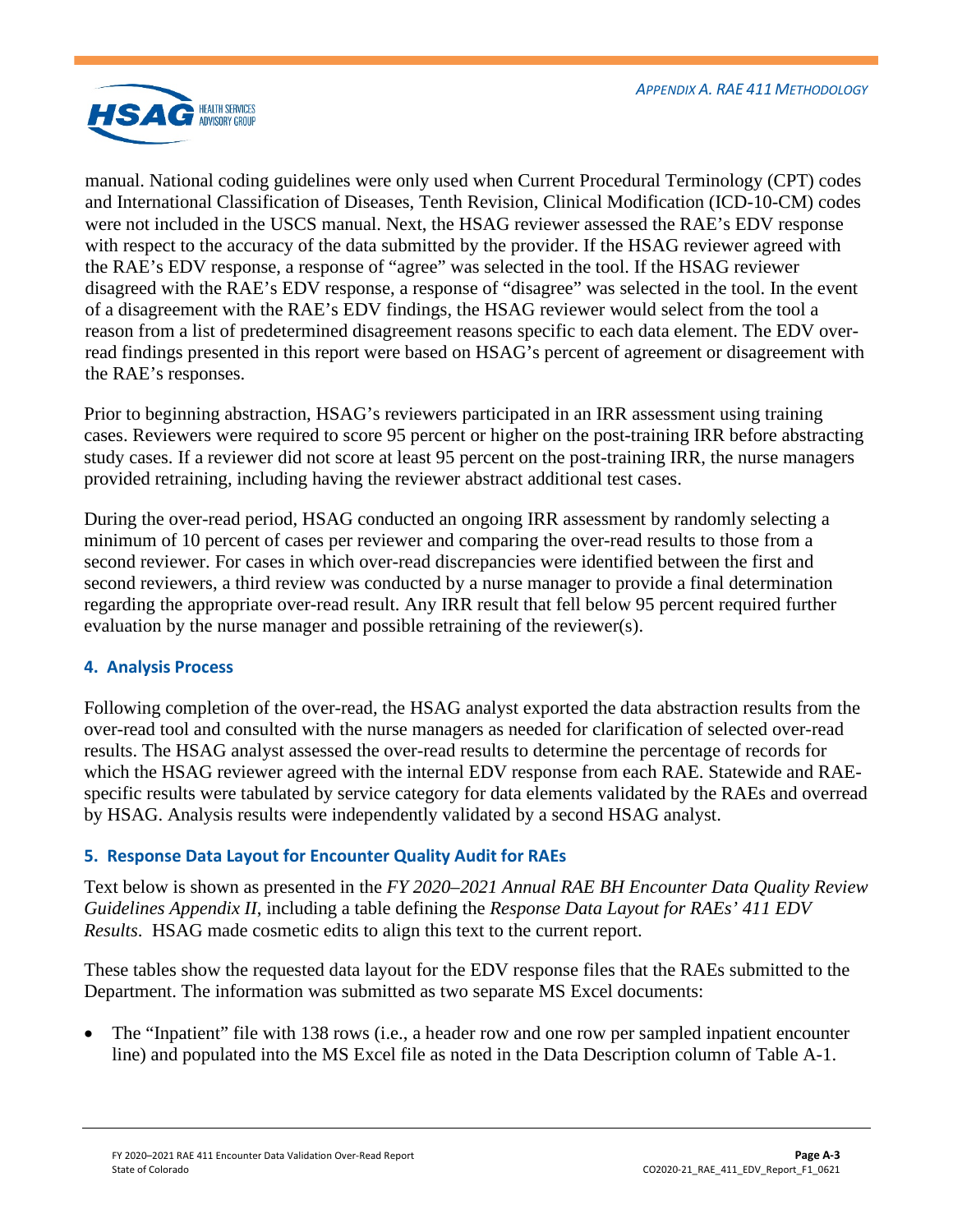manual. National coding guidelines were only used when Current Procedural Terminology (CPT) codes and International Classification of Diseases, Tenth Revision, Clinical Modification (ICD-10-CM) codes were not included in the USCS manual. Next, the HSAG reviewer assessed the RAE's EDV response with respect to the accuracy of the data submitted by the provider. If the HSAG reviewer agreed with the RAE's EDV response, a response of "agree" was selected in the tool. If the HSAG reviewer disagreed with the RAE's EDV response, a response of "disagree" was selected in the tool. In the event of a disagreement with the RAE's EDV findings, the HSAG reviewer would select from the tool a reason from a list of predetermined disagreement reasons specific to each data element. The EDV over-read findings presented in this report were based on HSAG's percent of agreement or disagreement with the RAE's responses.

Prior to beginning abstraction, HSAG's reviewers participated in an IRR assessment using training cases. Reviewers were required to score 95 percent or higher on the post-training IRR before abstracting study cases. If a reviewer did not score at least 95 percent on the post-training IRR, the nurse managers provided retraining, including having the reviewer abstract additional test cases.

During the over-read period, HSAG conducted an ongoing IRR assessment by randomly selecting a minimum of 10 percent of cases per reviewer and comparing the over-read results to those from a second reviewer. For cases in which over-read discrepancies were identified between the first and second reviewers, a third review was conducted by a nurse manager to provide a final determination regarding the appropriate over-read result. Any IRR result that fell below 95 percent required further evaluation by the nurse manager and possible retraining of the reviewer(s).

#### 4. Analysis Process

Following completion of the over-read, the HSAG analyst exported the data abstraction results from the over-read tool and consulted with the nurse managers as needed for clarification of selected over-read results. The HSAG analyst assessed the over-read results to determine the percentage of records for which the HSAG reviewer agreed with the internal EDV response from each RAE. Statewide and RAE-specific results were tabulated by service category for data elements validated by the RAEs and overread by HSAG. Analysis results were independently validated by a second HSAG analyst.

#### 5. Response Data Layout for Encounter Quality Audit for RAEs

Text below is shown as presented in the *FY 2020–2021 Annual RAE BH Encounter Data Quality Review Guidelines Appendix II*, including a table defining the *Response Data Layout for RAEs' 411 EDV Results*. HSAG made cosmetic edits to align this text to the current report.

These tables show the requested data layout for the EDV response files that the RAEs submitted to the Department. The information was submitted as two separate MS Excel documents:

- The "Inpatient" file with 138 rows (i.e., a header row and one row per sampled inpatient encounter line) and populated into the MS Excel file as noted in the Data Description column of Table A-1.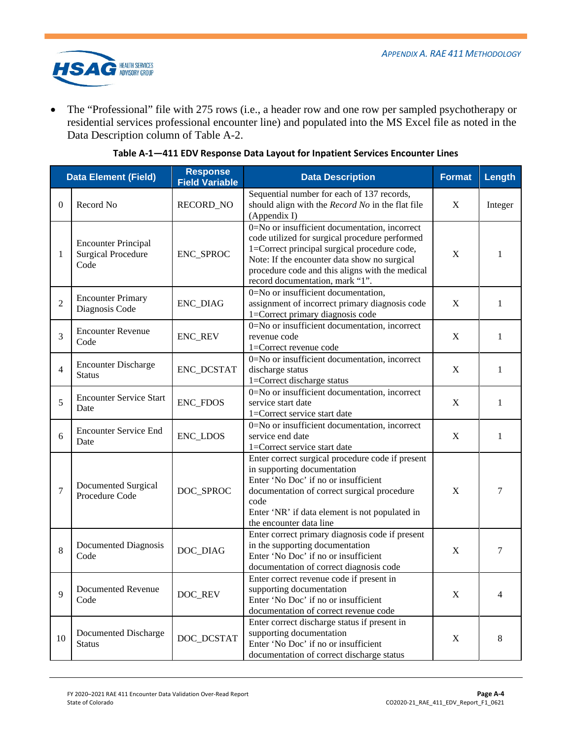- The "Professional" file with 275 rows (i.e., a header row and one row per sampled psychotherapy or residential services professional encounter line) and populated into the MS Excel file as noted in the Data Description column of Table A-2.

**Table A-1—411 EDV Response Data Layout for Inpatient Services Encounter Lines**

| | Data Element (Field) | Response Field Variable | Data Description | Format | Length |
|---|---|---|---|---|---|
| 0 | Record No | RECORD_NO | Sequential number for each of 137 records, should align with the *Record No* in the flat file (Appendix I) | X | Integer |
| 1 | Encounter Principal Surgical Procedure Code | ENC_SPROC | 0=No or insufficient documentation, incorrect code utilized for surgical procedure performed<br>1=Correct principal surgical procedure code,<br>Note: If the encounter data show no surgical procedure code and this aligns with the medical record documentation, mark "1". | X | 1 |
| 2 | Encounter Primary Diagnosis Code | ENC_DIAG | 0=No or insufficient documentation, assignment of incorrect primary diagnosis code<br>1=Correct primary diagnosis code | X | 1 |
| 3 | Encounter Revenue Code | ENC_REV | 0=No or insufficient documentation, incorrect revenue code<br>1=Correct revenue code | X | 1 |
| 4 | Encounter Discharge Status | ENC_DCSTAT | 0=No or insufficient documentation, incorrect discharge status<br>1=Correct discharge status | X | 1 |
| 5 | Encounter Service Start Date | ENC_FDOS | 0=No or insufficient documentation, incorrect service start date<br>1=Correct service start date | X | 1 |
| 6 | Encounter Service End Date | ENC_LDOS | 0=No or insufficient documentation, incorrect service end date<br>1=Correct service start date | X | 1 |
| 7 | Documented Surgical Procedure Code | DOC_SPROC | Enter correct surgical procedure code if present in supporting documentation<br>Enter 'No Doc' if no or insufficient documentation of correct surgical procedure code<br>Enter 'NR' if data element is not populated in the encounter data line | X | 7 |
| 8 | Documented Diagnosis Code | DOC_DIAG | Enter correct primary diagnosis code if present in the supporting documentation<br>Enter 'No Doc' if no or insufficient documentation of correct diagnosis code | X | 7 |
| 9 | Documented Revenue Code | DOC_REV | Enter correct revenue code if present in supporting documentation<br>Enter 'No Doc' if no or insufficient documentation of correct revenue code | X | 4 |
| 10 | Documented Discharge Status | DOC_DCSTAT | Enter correct discharge status if present in supporting documentation<br>Enter 'No Doc' if no or insufficient documentation of correct discharge status | X | 8 |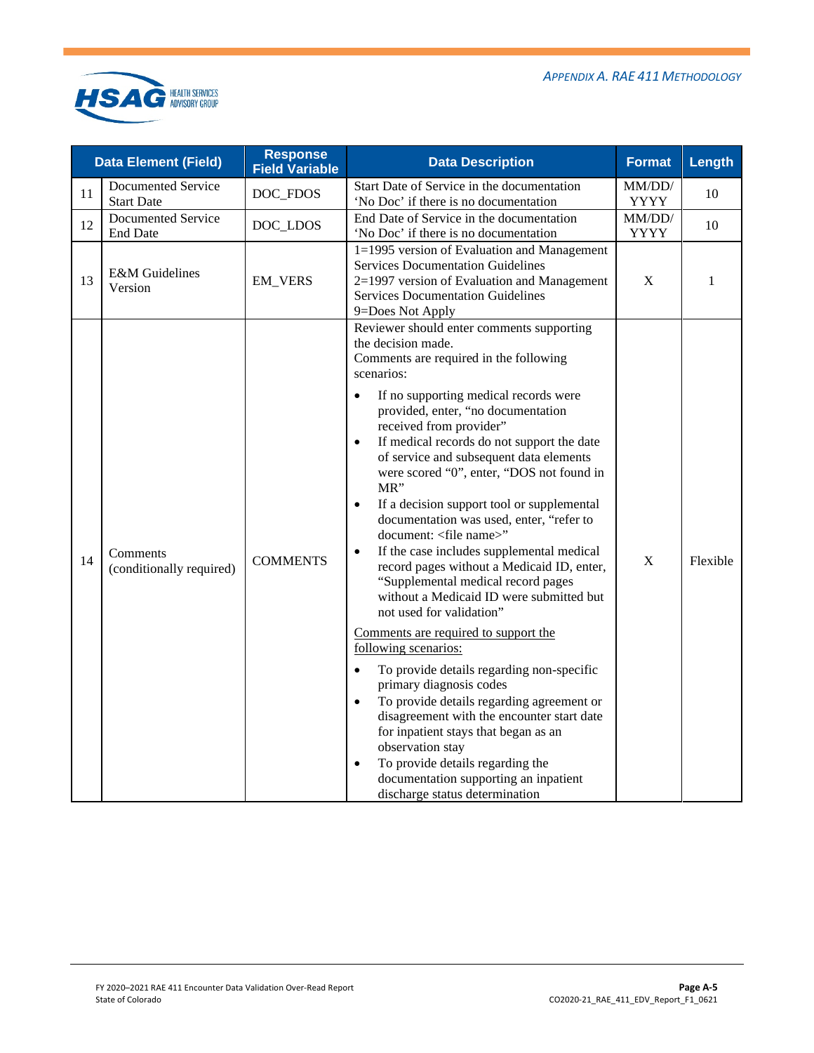| | Data Element (Field) | Response Field Variable | Data Description | Format | Length |
|---|---|---|---|---|---|
| 11 | Documented Service Start Date | DOC_FDOS | Start Date of Service in the documentation<br>'No Doc' if there is no documentation | MM/DD/YYYY | 10 |
| 12 | Documented Service End Date | DOC_LDOS | End Date of Service in the documentation<br>'No Doc' if there is no documentation | MM/DD/YYYY | 10 |
| 13 | E&M Guidelines Version | EM_VERS | 1=1995 version of Evaluation and Management Services Documentation Guidelines<br>2=1997 version of Evaluation and Management Services Documentation Guidelines<br>9=Does Not Apply | X | 1 |
| 14 | Comments (conditionally required) | COMMENTS | Reviewer should enter comments supporting the decision made.<br>Comments are required in the following scenarios:<br>• If no supporting medical records were provided, enter, "no documentation received from provider"<br>• If medical records do not support the date of service and subsequent data elements were scored "0", enter, "DOS not found in MR"<br>• If a decision support tool or supplemental documentation was used, enter, "refer to document: <file name>"<br>• If the case includes supplemental medical record pages without a Medicaid ID, enter, "Supplemental medical record pages without a Medicaid ID were submitted but not used for validation"<br>Comments are required to support the following scenarios:<br>• To provide details regarding non-specific primary diagnosis codes<br>• To provide details regarding agreement or disagreement with the encounter start date for inpatient stays that began as an observation stay<br>• To provide details regarding the documentation supporting an inpatient discharge status determination | X | Flexible |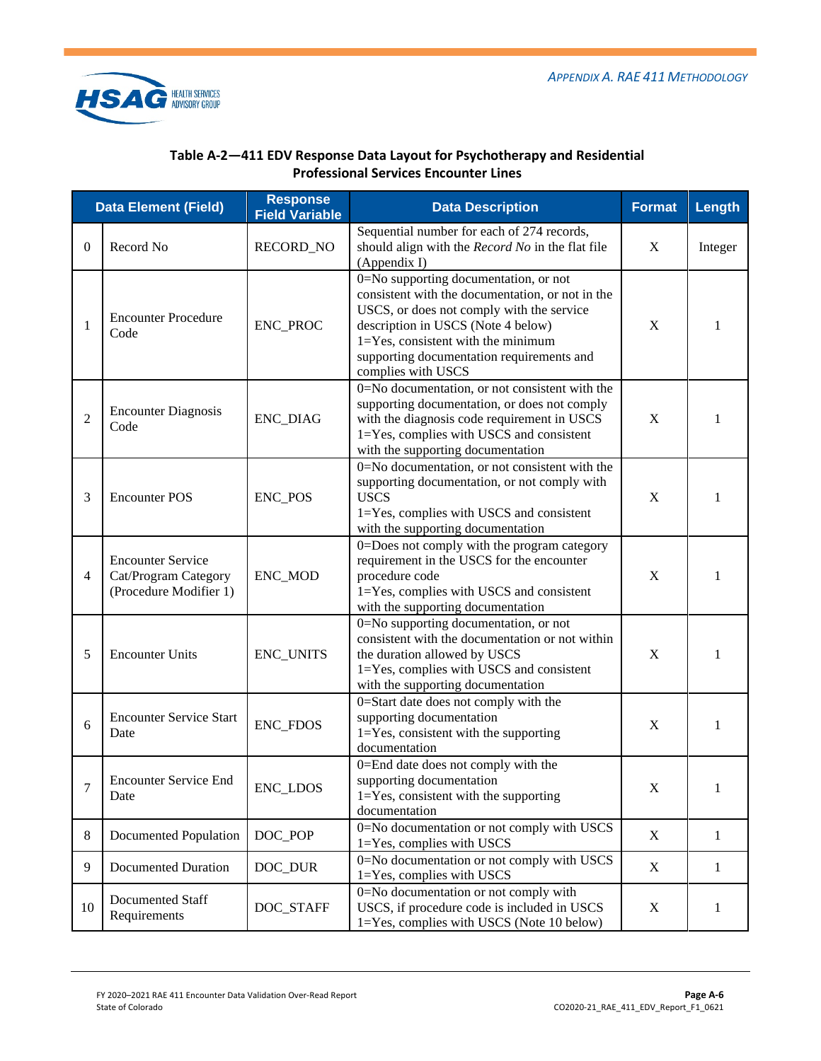**Table A-2—411 EDV Response Data Layout for Psychotherapy and Residential Professional Services Encounter Lines**

| Data Element (Field) | | Response Field Variable | Data Description | Format | Length |
|---|---|---|---|---|---|
| 0 | Record No | RECORD_NO | Sequential number for each of 274 records, should align with the *Record No* in the flat file (Appendix I) | X | Integer |
| 1 | Encounter Procedure Code | ENC_PROC | 0=No supporting documentation, or not consistent with the documentation, or not in the USCS, or does not comply with the service description in USCS (Note 4 below)<br>1=Yes, consistent with the minimum supporting documentation requirements and complies with USCS | X | 1 |
| 2 | Encounter Diagnosis Code | ENC_DIAG | 0=No documentation, or not consistent with the supporting documentation, or does not comply with the diagnosis code requirement in USCS<br>1=Yes, complies with USCS and consistent with the supporting documentation | X | 1 |
| 3 | Encounter POS | ENC_POS | 0=No documentation, or not consistent with the supporting documentation, or not comply with USCS<br>1=Yes, complies with USCS and consistent with the supporting documentation | X | 1 |
| 4 | Encounter Service Cat/Program Category (Procedure Modifier 1) | ENC_MOD | 0=Does not comply with the program category requirement in the USCS for the encounter procedure code<br>1=Yes, complies with USCS and consistent with the supporting documentation | X | 1 |
| 5 | Encounter Units | ENC_UNITS | 0=No supporting documentation, or not consistent with the documentation or not within the duration allowed by USCS<br>1=Yes, complies with USCS and consistent with the supporting documentation | X | 1 |
| 6 | Encounter Service Start Date | ENC_FDOS | 0=Start date does not comply with the supporting documentation<br>1=Yes, consistent with the supporting documentation | X | 1 |
| 7 | Encounter Service End Date | ENC_LDOS | 0=End date does not comply with the supporting documentation<br>1=Yes, consistent with the supporting documentation | X | 1 |
| 8 | Documented Population | DOC_POP | 0=No documentation or not comply with USCS<br>1=Yes, complies with USCS | X | 1 |
| 9 | Documented Duration | DOC_DUR | 0=No documentation or not comply with USCS<br>1=Yes, complies with USCS | X | 1 |
| 10 | Documented Staff Requirements | DOC_STAFF | 0=No documentation or not comply with USCS, if procedure code is included in USCS<br>1=Yes, complies with USCS (Note 10 below) | X | 1 |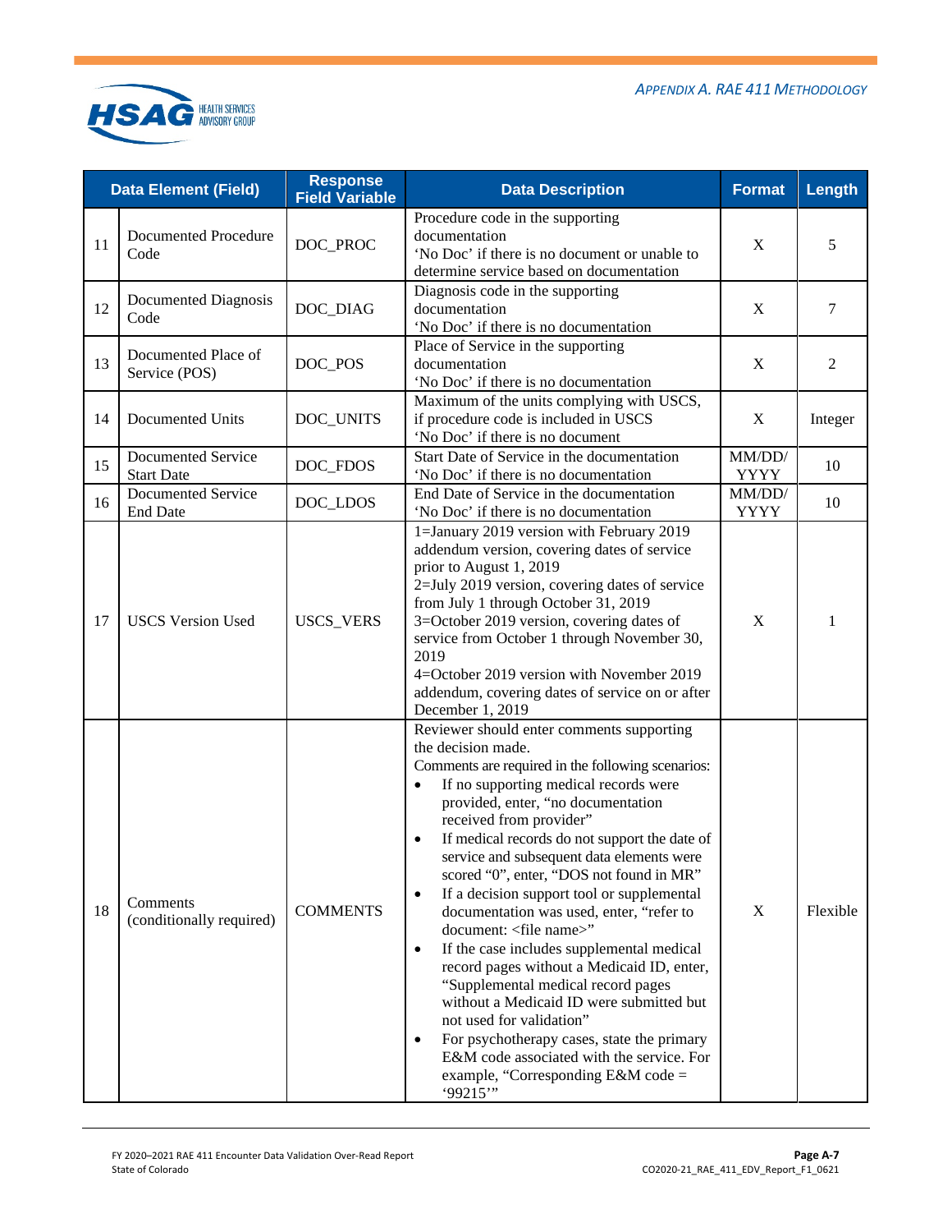| Data Element (Field) | | Response Field Variable | Data Description | Format | Length |
|---|---|---|---|---|---|
| 11 | Documented Procedure Code | DOC_PROC | Procedure code in the supporting documentation<br>'No Doc' if there is no document or unable to determine service based on documentation | X | 5 |
| 12 | Documented Diagnosis Code | DOC_DIAG | Diagnosis code in the supporting documentation<br>'No Doc' if there is no documentation | X | 7 |
| 13 | Documented Place of Service (POS) | DOC_POS | Place of Service in the supporting documentation<br>'No Doc' if there is no documentation | X | 2 |
| 14 | Documented Units | DOC_UNITS | Maximum of the units complying with USCS, if procedure code is included in USCS<br>'No Doc' if there is no document | X | Integer |
| 15 | Documented Service Start Date | DOC_FDOS | Start Date of Service in the documentation<br>'No Doc' if there is no documentation | MM/DD/YYYY | 10 |
| 16 | Documented Service End Date | DOC_LDOS | End Date of Service in the documentation<br>'No Doc' if there is no documentation | MM/DD/YYYY | 10 |
| 17 | USCS Version Used | USCS_VERS | 1=January 2019 version with February 2019 addendum version, covering dates of service prior to August 1, 2019<br>2=July 2019 version, covering dates of service from July 1 through October 31, 2019<br>3=October 2019 version, covering dates of service from October 1 through November 30, 2019<br>4=October 2019 version with November 2019 addendum, covering dates of service on or after December 1, 2019 | X | 1 |
| 18 | Comments (conditionally required) | COMMENTS | Reviewer should enter comments supporting the decision made.<br>Comments are required in the following scenarios:<br>• If no supporting medical records were provided, enter, "no documentation received from provider"<br>• If medical records do not support the date of service and subsequent data elements were scored "0", enter, "DOS not found in MR"<br>• If a decision support tool or supplemental documentation was used, enter, "refer to document: <file name>"<br>• If the case includes supplemental medical record pages without a Medicaid ID, enter, "Supplemental medical record pages without a Medicaid ID were submitted but not used for validation"<br>• For psychotherapy cases, state the primary E&M code associated with the service. For example, "Corresponding E&M code = '99215'" | X | Flexible |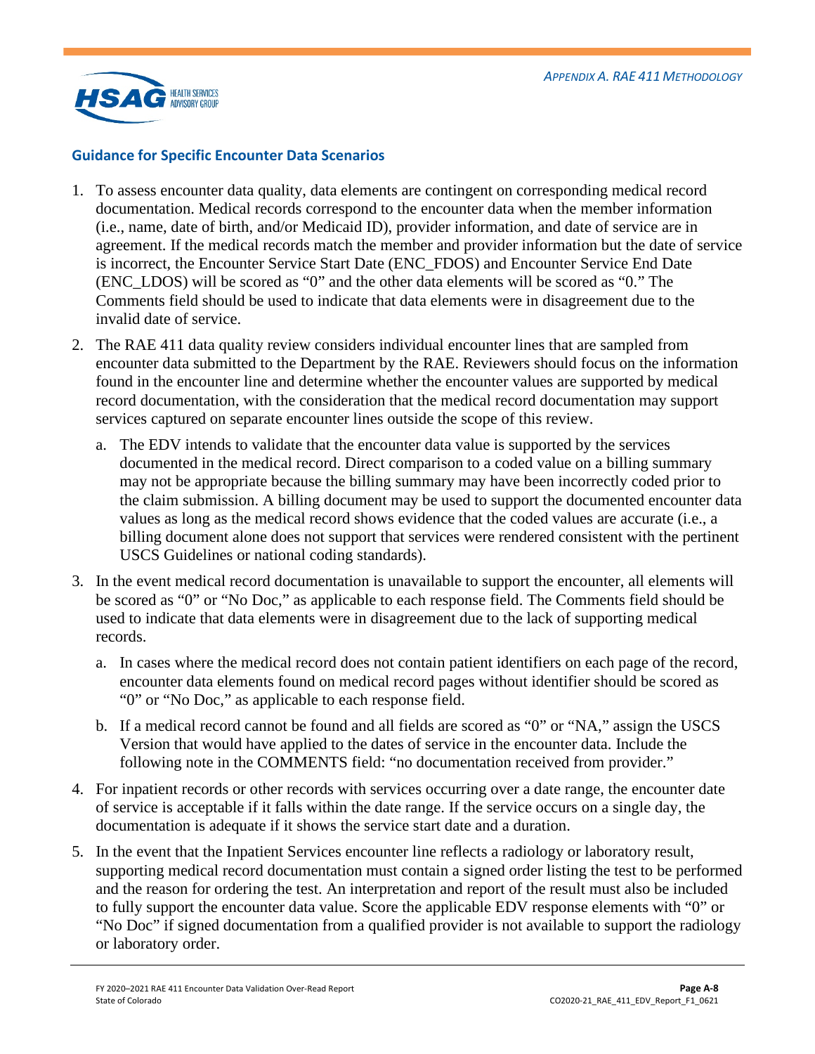## Guidance for Specific Encounter Data Scenarios

1. To assess encounter data quality, data elements are contingent on corresponding medical record documentation. Medical records correspond to the encounter data when the member information (i.e., name, date of birth, and/or Medicaid ID), provider information, and date of service are in agreement. If the medical records match the member and provider information but the date of service is incorrect, the Encounter Service Start Date (ENC_FDOS) and Encounter Service End Date (ENC_LDOS) will be scored as "0" and the other data elements will be scored as "0." The Comments field should be used to indicate that data elements were in disagreement due to the invalid date of service.

2. The RAE 411 data quality review considers individual encounter lines that are sampled from encounter data submitted to the Department by the RAE. Reviewers should focus on the information found in the encounter line and determine whether the encounter values are supported by medical record documentation, with the consideration that the medical record documentation may support services captured on separate encounter lines outside the scope of this review.

   a. The EDV intends to validate that the encounter data value is supported by the services documented in the medical record. Direct comparison to a coded value on a billing summary may not be appropriate because the billing summary may have been incorrectly coded prior to the claim submission. A billing document may be used to support the documented encounter data values as long as the medical record shows evidence that the coded values are accurate (i.e., a billing document alone does not support that services were rendered consistent with the pertinent USCS Guidelines or national coding standards).

3. In the event medical record documentation is unavailable to support the encounter, all elements will be scored as "0" or "No Doc," as applicable to each response field. The Comments field should be used to indicate that data elements were in disagreement due to the lack of supporting medical records.

   a. In cases where the medical record does not contain patient identifiers on each page of the record, encounter data elements found on medical record pages without identifier should be scored as "0" or "No Doc," as applicable to each response field.

   b. If a medical record cannot be found and all fields are scored as "0" or "NA," assign the USCS Version that would have applied to the dates of service in the encounter data. Include the following note in the COMMENTS field: "no documentation received from provider."

4. For inpatient records or other records with services occurring over a date range, the encounter date of service is acceptable if it falls within the date range. If the service occurs on a single day, the documentation is adequate if it shows the service start date and a duration.

5. In the event that the Inpatient Services encounter line reflects a radiology or laboratory result, supporting medical record documentation must contain a signed order listing the test to be performed and the reason for ordering the test. An interpretation and report of the result must also be included to fully support the encounter data value. Score the applicable EDV response elements with "0" or "No Doc" if signed documentation from a qualified provider is not available to support the radiology or laboratory order.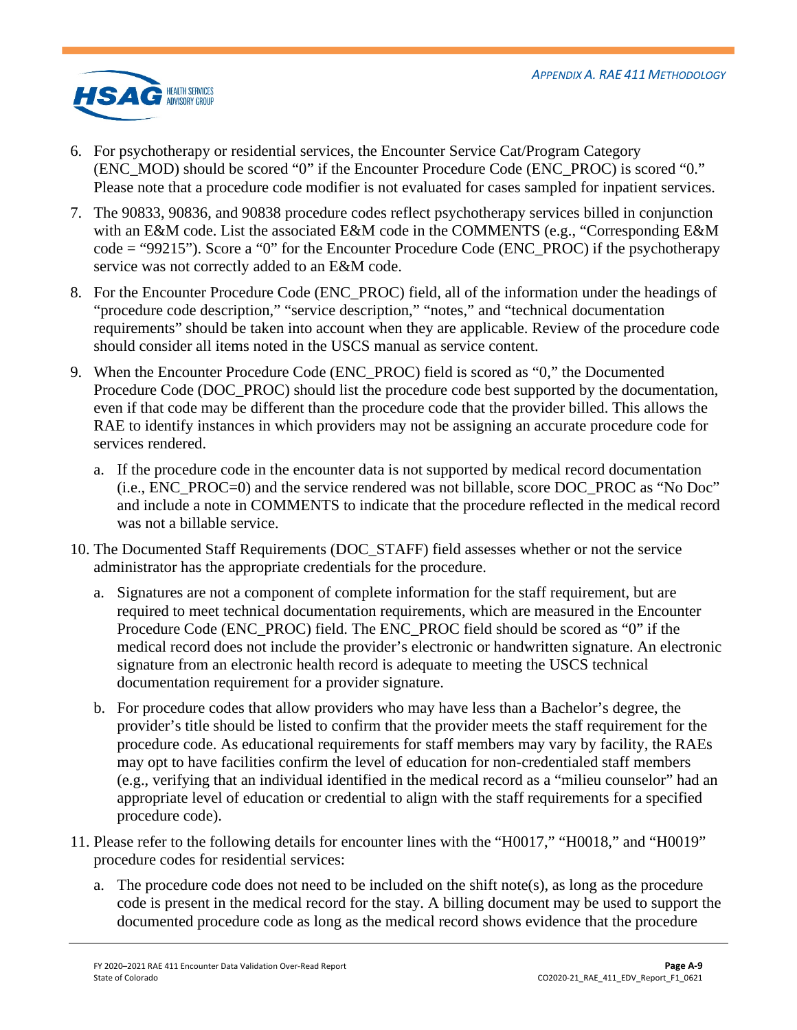6. For psychotherapy or residential services, the Encounter Service Cat/Program Category (ENC_MOD) should be scored "0" if the Encounter Procedure Code (ENC_PROC) is scored "0." Please note that a procedure code modifier is not evaluated for cases sampled for inpatient services.
7. The 90833, 90836, and 90838 procedure codes reflect psychotherapy services billed in conjunction with an E&M code. List the associated E&M code in the COMMENTS (e.g., "Corresponding E&M code = "99215"). Score a "0" for the Encounter Procedure Code (ENC_PROC) if the psychotherapy service was not correctly added to an E&M code.
8. For the Encounter Procedure Code (ENC_PROC) field, all of the information under the headings of "procedure code description," "service description," "notes," and "technical documentation requirements" should be taken into account when they are applicable. Review of the procedure code should consider all items noted in the USCS manual as service content.
9. When the Encounter Procedure Code (ENC_PROC) field is scored as "0," the Documented Procedure Code (DOC_PROC) should list the procedure code best supported by the documentation, even if that code may be different than the procedure code that the provider billed. This allows the RAE to identify instances in which providers may not be assigning an accurate procedure code for services rendered.
   a. If the procedure code in the encounter data is not supported by medical record documentation (i.e., ENC_PROC=0) and the service rendered was not billable, score DOC_PROC as "No Doc" and include a note in COMMENTS to indicate that the procedure reflected in the medical record was not a billable service.
10. The Documented Staff Requirements (DOC_STAFF) field assesses whether or not the service administrator has the appropriate credentials for the procedure.
    a. Signatures are not a component of complete information for the staff requirement, but are required to meet technical documentation requirements, which are measured in the Encounter Procedure Code (ENC_PROC) field. The ENC_PROC field should be scored as "0" if the medical record does not include the provider's electronic or handwritten signature. An electronic signature from an electronic health record is adequate to meeting the USCS technical documentation requirement for a provider signature.
    b. For procedure codes that allow providers who may have less than a Bachelor's degree, the provider's title should be listed to confirm that the provider meets the staff requirement for the procedure code. As educational requirements for staff members may vary by facility, the RAEs may opt to have facilities confirm the level of education for non-credentialed staff members (e.g., verifying that an individual identified in the medical record as a "milieu counselor" had an appropriate level of education or credential to align with the staff requirements for a specified procedure code).
11. Please refer to the following details for encounter lines with the "H0017," "H0018," and "H0019" procedure codes for residential services:
    a. The procedure code does not need to be included on the shift note(s), as long as the procedure code is present in the medical record for the stay. A billing document may be used to support the documented procedure code as long as the medical record shows evidence that the procedure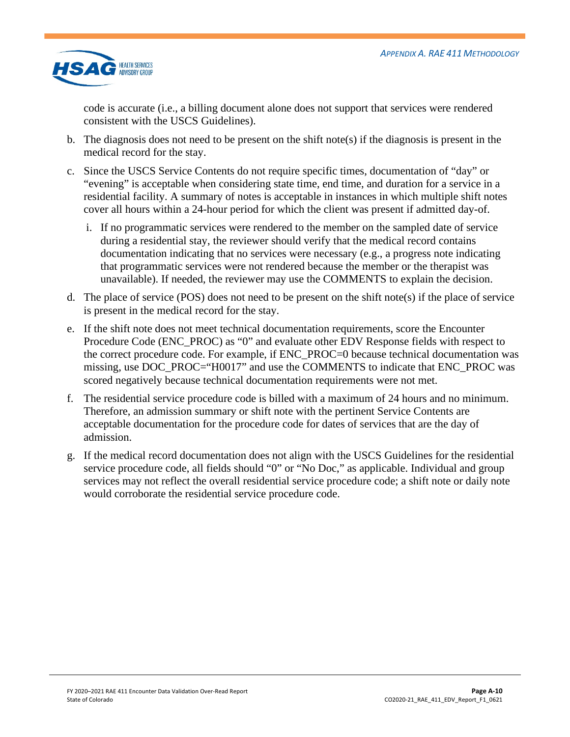code is accurate (i.e., a billing document alone does not support that services were rendered consistent with the USCS Guidelines).

b. The diagnosis does not need to be present on the shift note(s) if the diagnosis is present in the medical record for the stay.

c. Since the USCS Service Contents do not require specific times, documentation of "day" or "evening" is acceptable when considering state time, end time, and duration for a service in a residential facility. A summary of notes is acceptable in instances in which multiple shift notes cover all hours within a 24-hour period for which the client was present if admitted day-of.

   i. If no programmatic services were rendered to the member on the sampled date of service during a residential stay, the reviewer should verify that the medical record contains documentation indicating that no services were necessary (e.g., a progress note indicating that programmatic services were not rendered because the member or the therapist was unavailable). If needed, the reviewer may use the COMMENTS to explain the decision.

d. The place of service (POS) does not need to be present on the shift note(s) if the place of service is present in the medical record for the stay.

e. If the shift note does not meet technical documentation requirements, score the Encounter Procedure Code (ENC_PROC) as "0" and evaluate other EDV Response fields with respect to the correct procedure code. For example, if ENC_PROC=0 because technical documentation was missing, use DOC_PROC="H0017" and use the COMMENTS to indicate that ENC_PROC was scored negatively because technical documentation requirements were not met.

f. The residential service procedure code is billed with a maximum of 24 hours and no minimum. Therefore, an admission summary or shift note with the pertinent Service Contents are acceptable documentation for the procedure code for dates of services that are the day of admission.

g. If the medical record documentation does not align with the USCS Guidelines for the residential service procedure code, all fields should "0" or "No Doc," as applicable. Individual and group services may not reflect the overall residential service procedure code; a shift note or daily note would corroborate the residential service procedure code.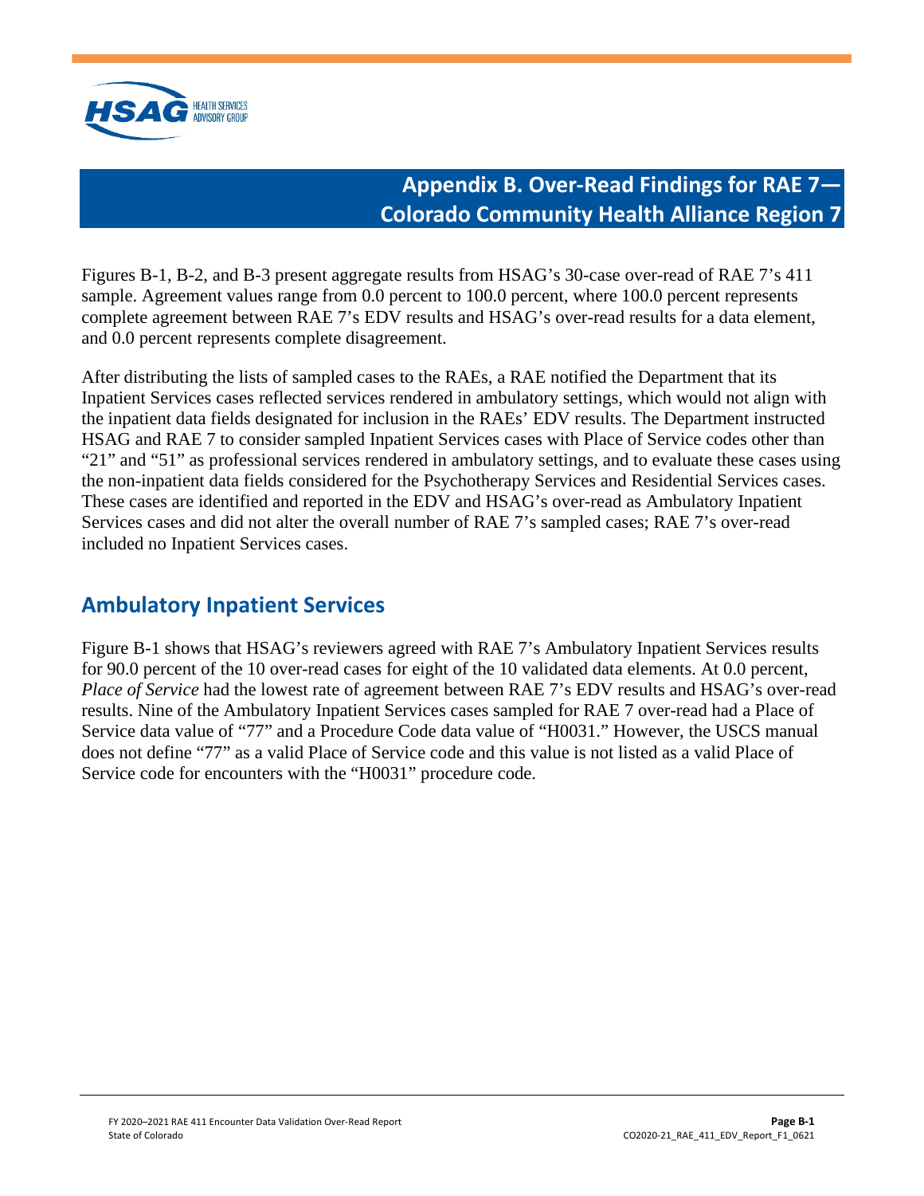# Appendix B. Over-Read Findings for RAE 7—Colorado Community Health Alliance Region 7

Figures B-1, B-2, and B-3 present aggregate results from HSAG's 30-case over-read of RAE 7's 411 sample. Agreement values range from 0.0 percent to 100.0 percent, where 100.0 percent represents complete agreement between RAE 7's EDV results and HSAG's over-read results for a data element, and 0.0 percent represents complete disagreement.

After distributing the lists of sampled cases to the RAEs, a RAE notified the Department that its Inpatient Services cases reflected services rendered in ambulatory settings, which would not align with the inpatient data fields designated for inclusion in the RAEs' EDV results. The Department instructed HSAG and RAE 7 to consider sampled Inpatient Services cases with Place of Service codes other than "21" and "51" as professional services rendered in ambulatory settings, and to evaluate these cases using the non-inpatient data fields considered for the Psychotherapy Services and Residential Services cases. These cases are identified and reported in the EDV and HSAG's over-read as Ambulatory Inpatient Services cases and did not alter the overall number of RAE 7's sampled cases; RAE 7's over-read included no Inpatient Services cases.

## Ambulatory Inpatient Services

Figure B-1 shows that HSAG's reviewers agreed with RAE 7's Ambulatory Inpatient Services results for 90.0 percent of the 10 over-read cases for eight of the 10 validated data elements. At 0.0 percent, *Place of Service* had the lowest rate of agreement between RAE 7's EDV results and HSAG's over-read results. Nine of the Ambulatory Inpatient Services cases sampled for RAE 7 over-read had a Place of Service data value of "77" and a Procedure Code data value of "H0031." However, the USCS manual does not define "77" as a valid Place of Service code and this value is not listed as a valid Place of Service code for encounters with the "H0031" procedure code.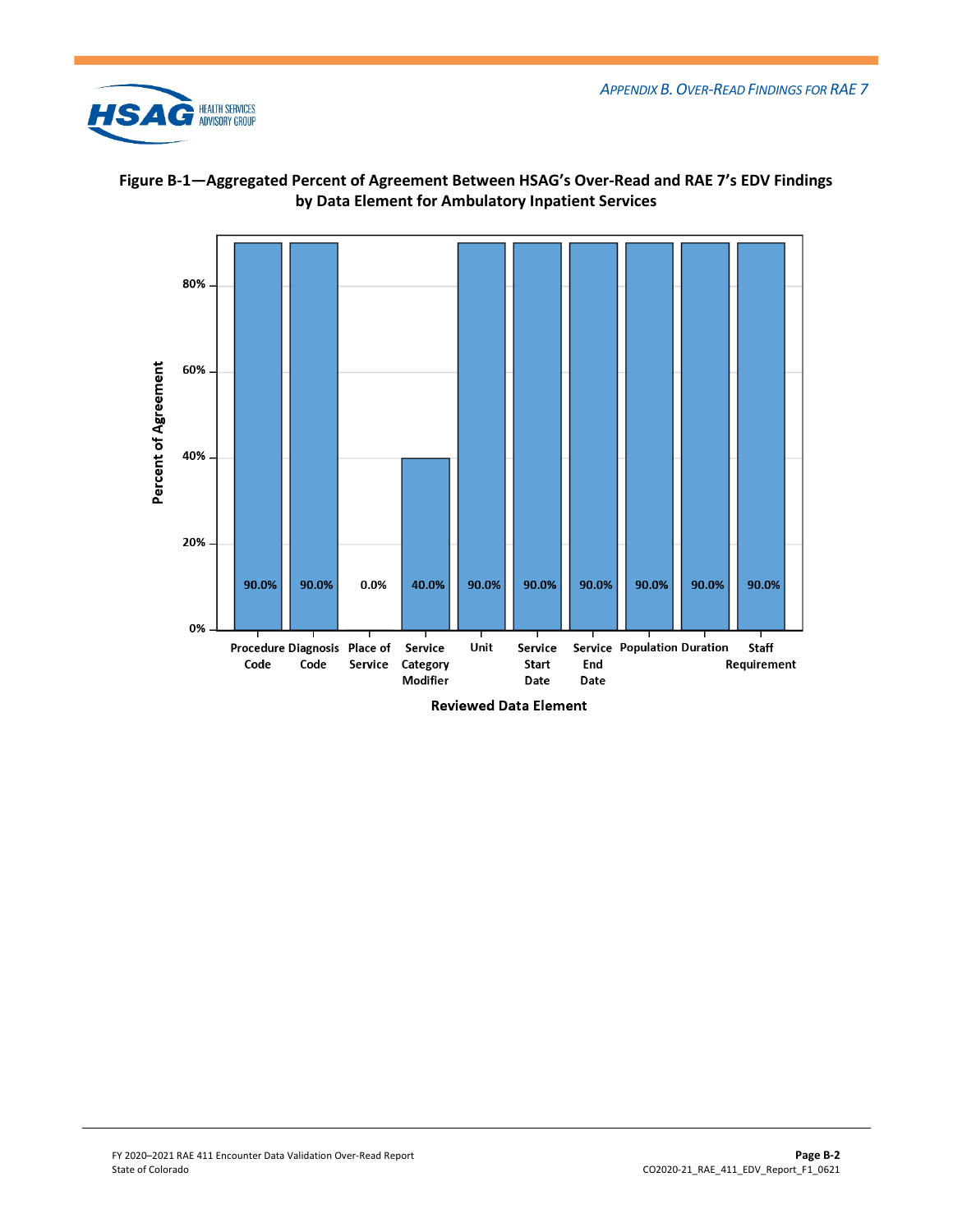Figure B-1—Aggregated Percent of Agreement Between HSAG's Over-Read and RAE 7's EDV Findings by Data Element for Ambulatory Inpatient Services

Percent of Agreement

0%
20%
40%
60%
80%

90.0%
90.0%
0.0%
40.0%
90.0%
90.0%
90.0%
90.0%
90.0%
90.0%

Procedure Code
Diagnosis Code
Place of Service
Service Category Modifier
Unit
Service Start Date
Service End Date
Population
Duration
Staff Requirement

Reviewed Data Element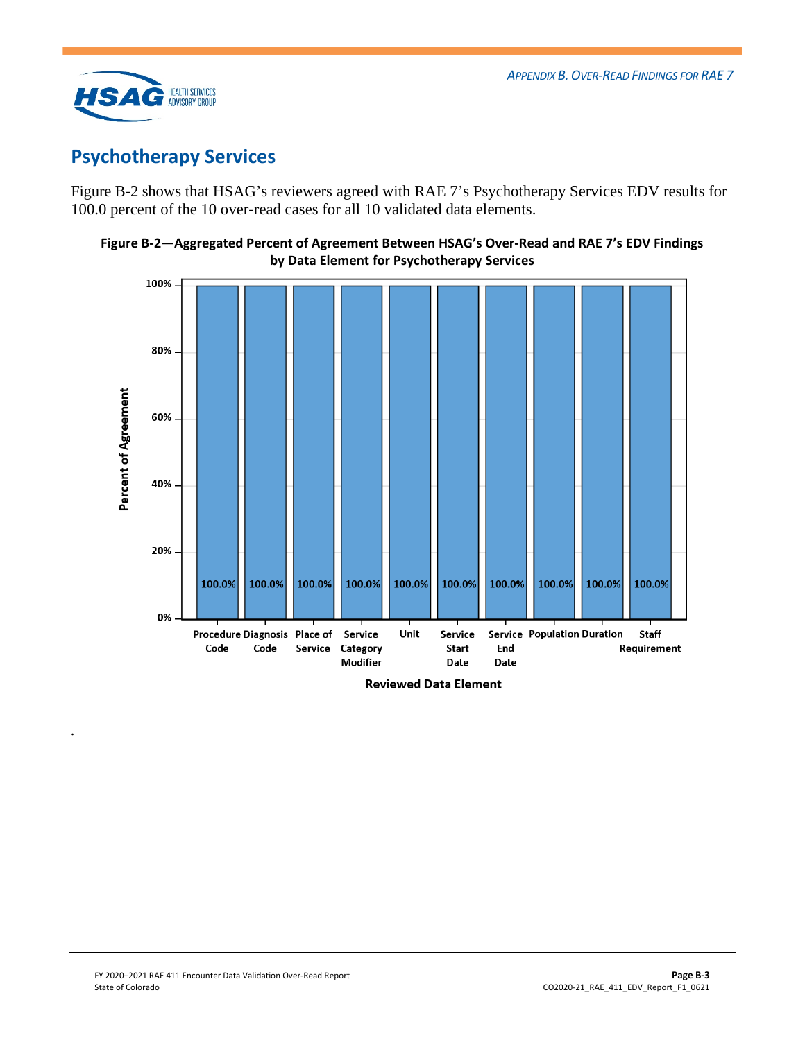## Psychotherapy Services

Figure B-2 shows that HSAG's reviewers agreed with RAE 7's Psychotherapy Services EDV results for 100.0 percent of the 10 over-read cases for all 10 validated data elements.

**Figure B-2—Aggregated Percent of Agreement Between HSAG's Over-Read and RAE 7's EDV Findings by Data Element for Psychotherapy Services**

Percent of Agreement

100%
80%
60%
40%
20%
0%

100.0% 100.0% 100.0% 100.0% 100.0% 100.0% 100.0% 100.0% 100.0% 100.0%

Procedure Code
Diagnosis Code
Place of Service
Service Category Modifier
Unit
Service Start Date
Service End Date
Population
Duration
Staff Requirement

Reviewed Data Element

.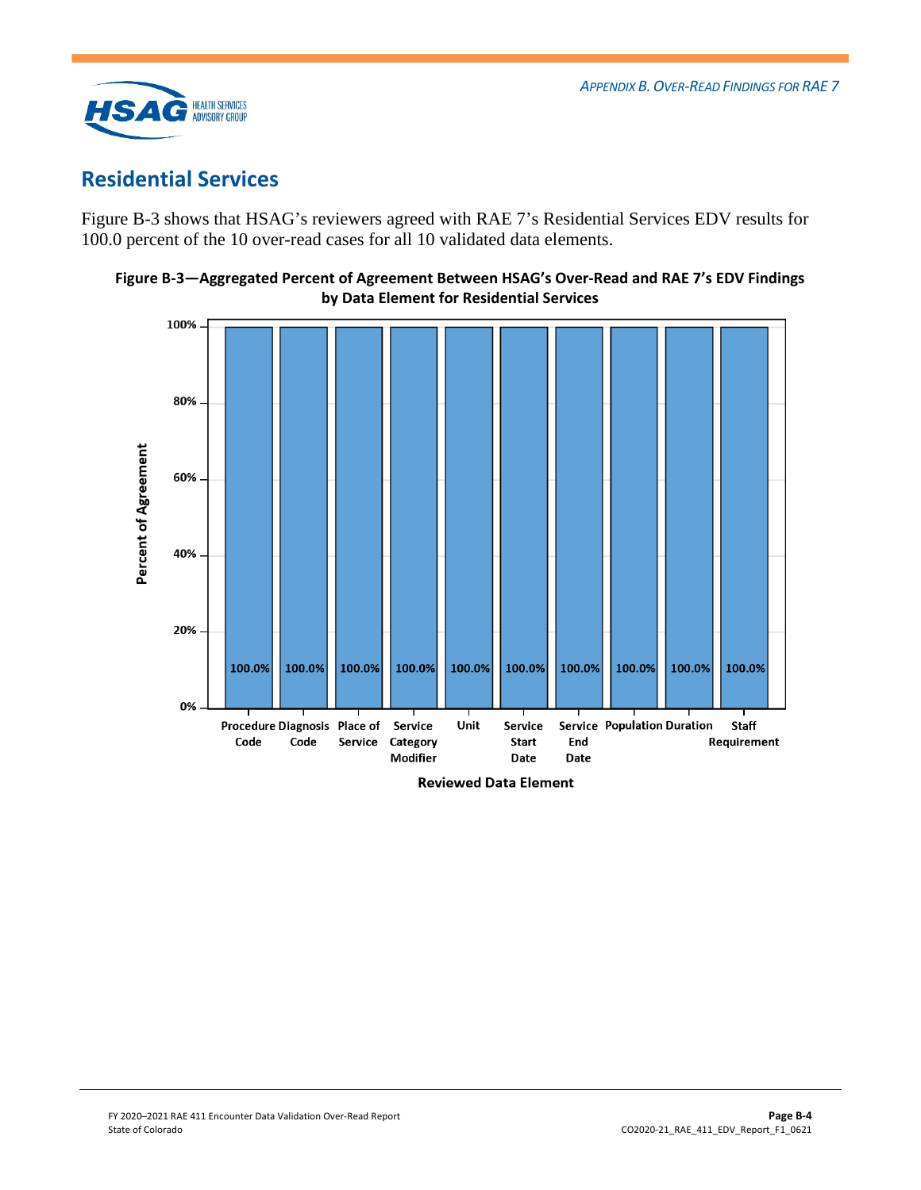## Residential Services

Figure B-3 shows that HSAG's reviewers agreed with RAE 7's Residential Services EDV results for 100.0 percent of the 10 over-read cases for all 10 validated data elements.

**Figure B-3—Aggregated Percent of Agreement Between HSAG's Over-Read and RAE 7's EDV Findings by Data Element for Residential Services**

Percent of Agreement

100%
80%
60%
40%
20%
0%

100.0% 100.0% 100.0% 100.0% 100.0% 100.0% 100.0% 100.0% 100.0% 100.0%

Procedure Code
Diagnosis Code
Place of Service
Service Category Modifier
Unit
Service Start Date
Service End Date
Population
Duration
Staff Requirement

Reviewed Data Element